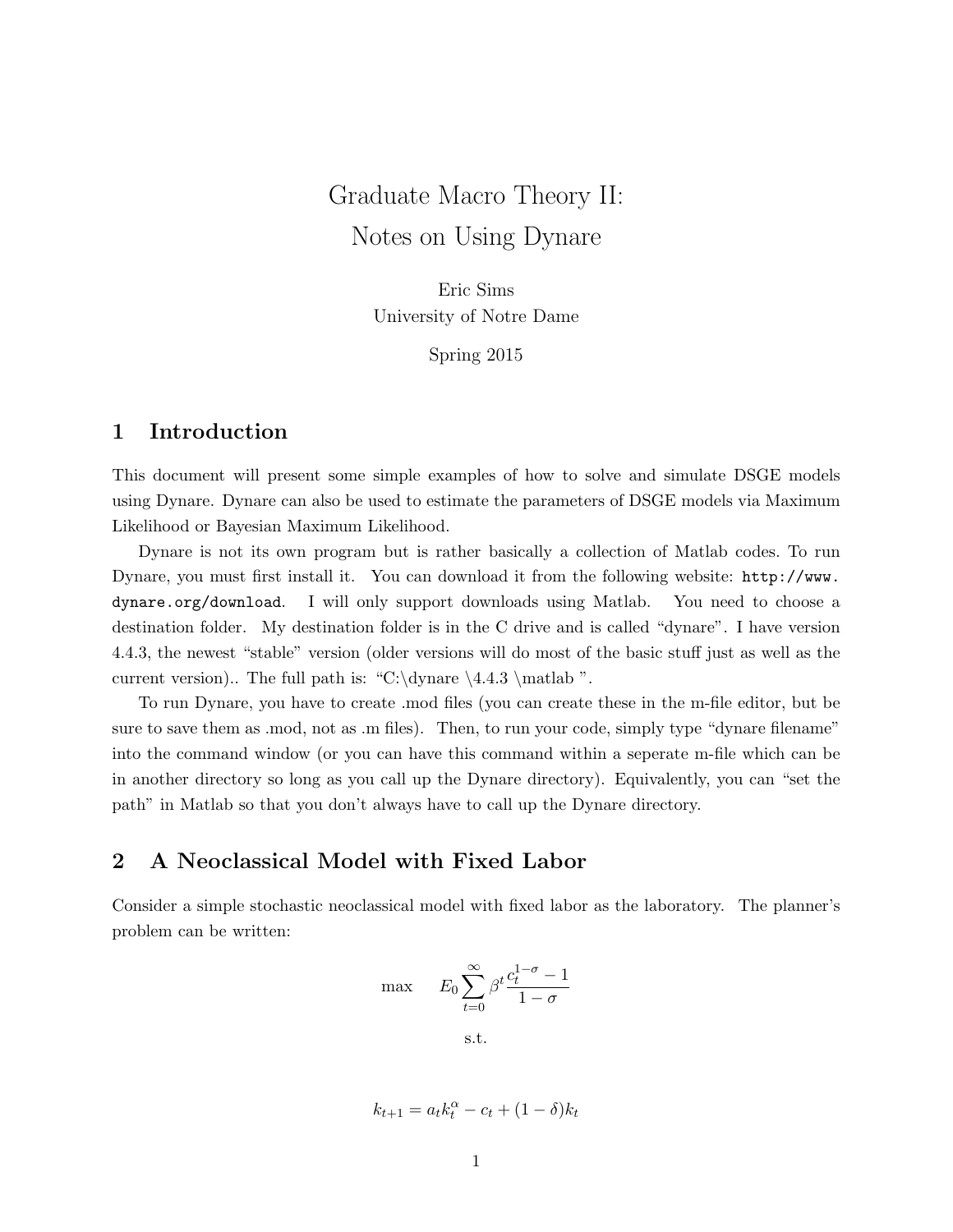# Graduate Macro Theory II: Notes on Using Dynare

Eric Sims
University of Notre Dame

Spring 2015

## 1 Introduction

This document will present some simple examples of how to solve and simulate DSGE models using Dynare. Dynare can also be used to estimate the parameters of DSGE models via Maximum Likelihood or Bayesian Maximum Likelihood.

Dynare is not its own program but is rather basically a collection of Matlab codes. To run Dynare, you must first install it. You can download it from the following website: `http://www.dynare.org/download`. I will only support downloads using Matlab. You need to choose a destination folder. My destination folder is in the C drive and is called "dynare". I have version 4.4.3, the newest "stable" version (older versions will do most of the basic stuff just as well as the current version).. The full path is: "C:\dynare \4.4.3 \matlab ".

To run Dynare, you have to create .mod files (you can create these in the m-file editor, but be sure to save them as .mod, not as .m files). Then, to run your code, simply type "dynare filename" into the command window (or you can have this command within a seperate m-file which can be in another directory so long as you call up the Dynare directory). Equivalently, you can "set the path" in Matlab so that you don't always have to call up the Dynare directory.

## 2 A Neoclassical Model with Fixed Labor

Consider a simple stochastic neoclassical model with fixed labor as the laboratory. The planner's problem can be written:

$$\max \quad E_0 \sum_{t=0}^{\infty} \beta^t \frac{c_t^{1-\sigma} - 1}{1-\sigma}$$

s.t.

$$k_{t+1} = a_t k_t^{\alpha} - c_t + (1-\delta) k_t$$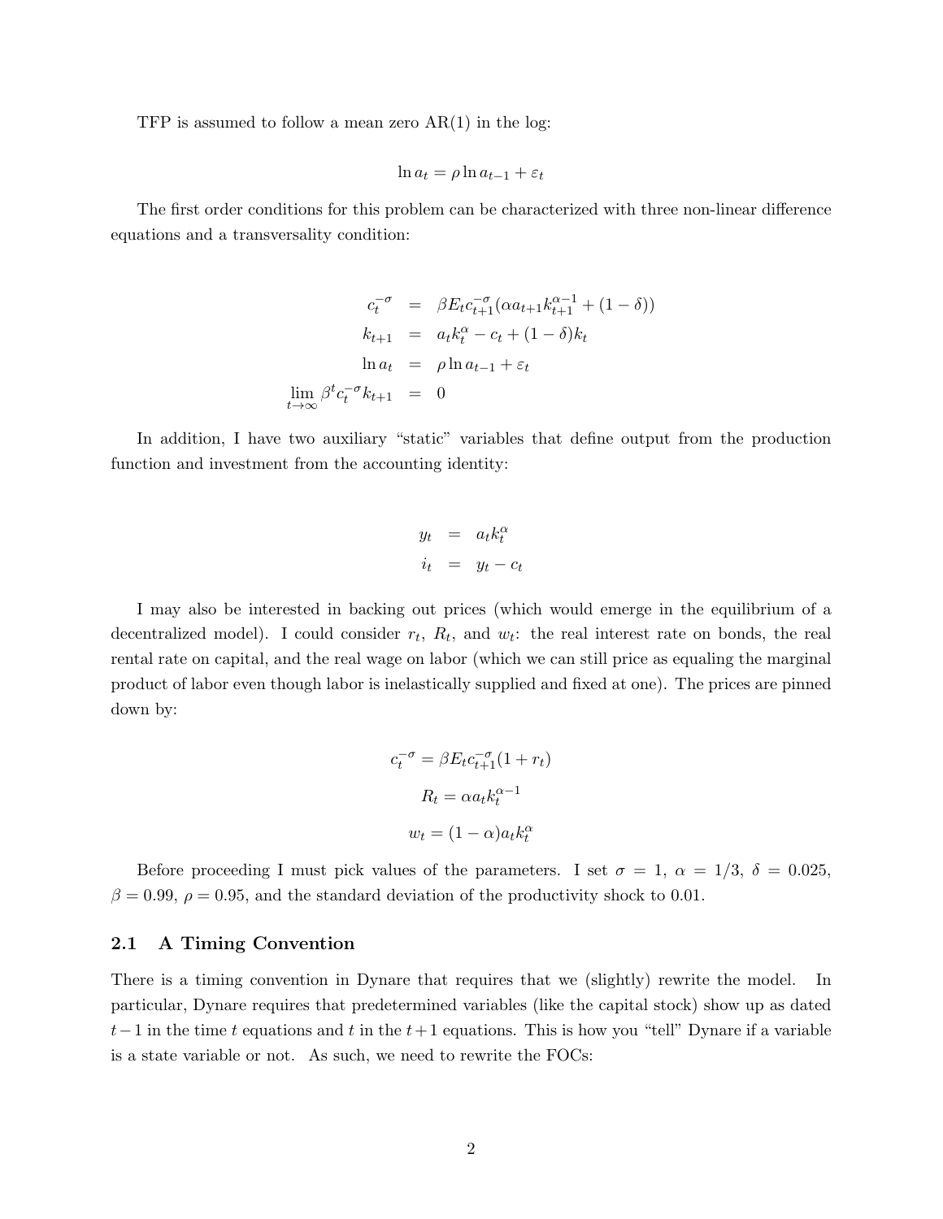TFP is assumed to follow a mean zero AR(1) in the log:

$$\ln a_t = \rho \ln a_{t-1} + \varepsilon_t$$

The first order conditions for this problem can be characterized with three non-linear difference equations and a transversality condition:

$$\begin{aligned}
c_t^{-\sigma} &= \beta E_t c_{t+1}^{-\sigma}(\alpha a_{t+1} k_{t+1}^{\alpha-1} + (1-\delta)) \\
k_{t+1} &= a_t k_t^{\alpha} - c_t + (1-\delta) k_t \\
\ln a_t &= \rho \ln a_{t-1} + \varepsilon_t \\
\lim_{t\to\infty} \beta^t c_t^{-\sigma} k_{t+1} &= 0
\end{aligned}$$

In addition, I have two auxiliary "static" variables that define output from the production function and investment from the accounting identity:

$$\begin{aligned}
y_t &= a_t k_t^{\alpha} \\
i_t &= y_t - c_t
\end{aligned}$$

I may also be interested in backing out prices (which would emerge in the equilibrium of a decentralized model). I could consider $r_t$, $R_t$, and $w_t$: the real interest rate on bonds, the real rental rate on capital, and the real wage on labor (which we can still price as equaling the marginal product of labor even though labor is inelastically supplied and fixed at one). The prices are pinned down by:

$$c_t^{-\sigma} = \beta E_t c_{t+1}^{-\sigma}(1 + r_t)$$

$$R_t = \alpha a_t k_t^{\alpha-1}$$

$$w_t = (1-\alpha) a_t k_t^{\alpha}$$

Before proceeding I must pick values of the parameters. I set $\sigma = 1$, $\alpha = 1/3$, $\delta = 0.025$, $\beta = 0.99$, $\rho = 0.95$, and the standard deviation of the productivity shock to 0.01.

## 2.1 A Timing Convention

There is a timing convention in Dynare that requires that we (slightly) rewrite the model. In particular, Dynare requires that predetermined variables (like the capital stock) show up as dated $t-1$ in the time $t$ equations and $t$ in the $t+1$ equations. This is how you "tell" Dynare if a variable is a state variable or not. As such, we need to rewrite the FOCs: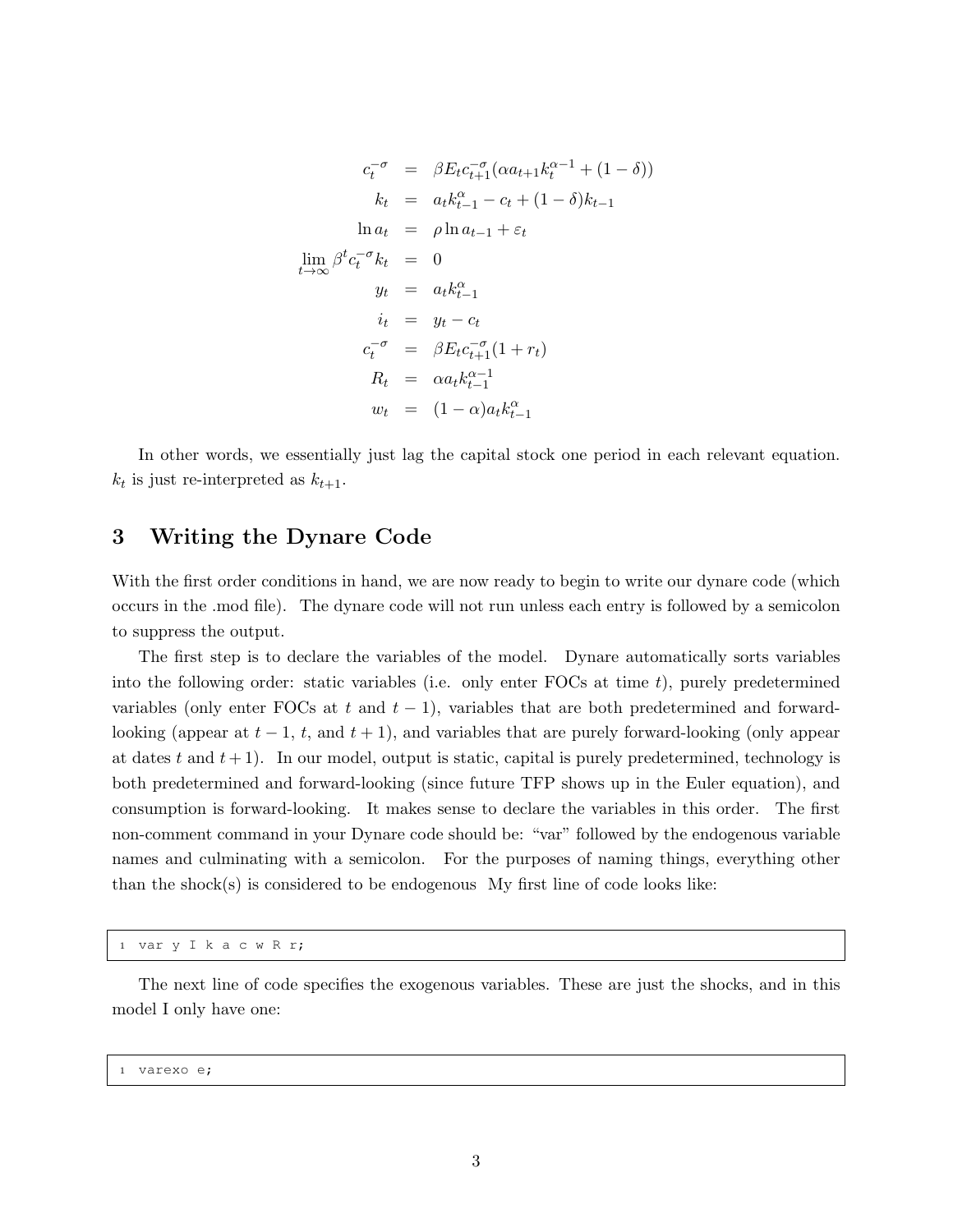$$
\begin{aligned}
c_t^{-\sigma} &= \beta E_t c_{t+1}^{-\sigma}(\alpha a_{t+1} k_t^{\alpha-1} + (1-\delta)) \\
k_t &= a_t k_{t-1}^{\alpha} - c_t + (1-\delta) k_{t-1} \\
\ln a_t &= \rho \ln a_{t-1} + \varepsilon_t \\
\lim_{t\to\infty} \beta^t c_t^{-\sigma} k_t &= 0 \\
y_t &= a_t k_{t-1}^{\alpha} \\
i_t &= y_t - c_t \\
c_t^{-\sigma} &= \beta E_t c_{t+1}^{-\sigma}(1 + r_t) \\
R_t &= \alpha a_t k_{t-1}^{\alpha-1} \\
w_t &= (1-\alpha) a_t k_{t-1}^{\alpha}
\end{aligned}
$$

In other words, we essentially just lag the capital stock one period in each relevant equation. $k_t$ is just re-interpreted as $k_{t+1}$.

## 3 Writing the Dynare Code

With the first order conditions in hand, we are now ready to begin to write our dynare code (which occurs in the .mod file). The dynare code will not run unless each entry is followed by a semicolon to suppress the output.

The first step is to declare the variables of the model. Dynare automatically sorts variables into the following order: static variables (i.e. only enter FOCs at time $t$), purely predetermined variables (only enter FOCs at $t$ and $t-1$), variables that are both predetermined and forward-looking (appear at $t-1$, $t$, and $t+1$), and variables that are purely forward-looking (only appear at dates $t$ and $t+1$). In our model, output is static, capital is purely predetermined, technology is both predetermined and forward-looking (since future TFP shows up in the Euler equation), and consumption is forward-looking. It makes sense to declare the variables in this order. The first non-comment command in your Dynare code should be: "var" followed by the endogenous variable names and culminating with a semicolon. For the purposes of naming things, everything other than the shock(s) is considered to be endogenous My first line of code looks like:

```
var y I k a c w R r;
```

The next line of code specifies the exogenous variables. These are just the shocks, and in this model I only have one:

```
varexo e;
```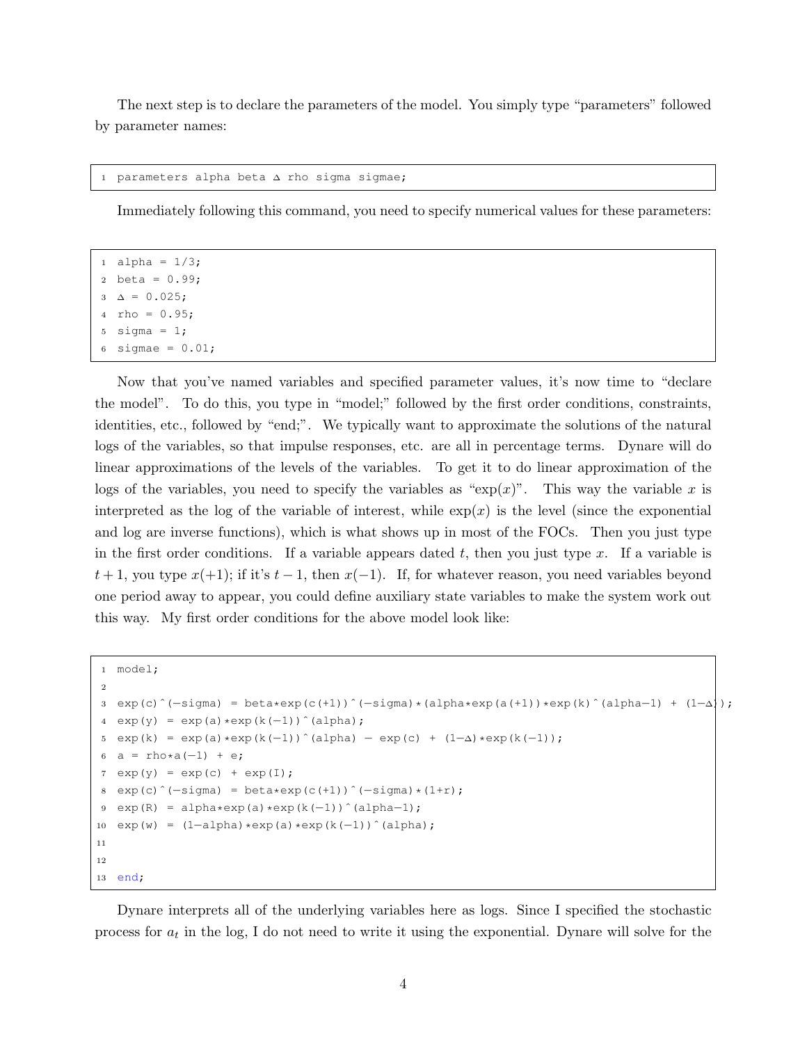The next step is to declare the parameters of the model. You simply type "parameters" followed by parameter names:

```
parameters alpha beta Δ rho sigma sigmae;
```

Immediately following this command, you need to specify numerical values for these parameters:

```
alpha = 1/3;
beta = 0.99;
Δ = 0.025;
rho = 0.95;
sigma = 1;
sigmae = 0.01;
```

Now that you've named variables and specified parameter values, it's now time to "declare the model". To do this, you type in "model;" followed by the first order conditions, constraints, identities, etc., followed by "end;". We typically want to approximate the solutions of the natural logs of the variables, so that impulse responses, etc. are all in percentage terms. Dynare will do linear approximations of the levels of the variables. To get it to do linear approximation of the logs of the variables, you need to specify the variables as "$\exp(x)$". This way the variable $x$ is interpreted as the log of the variable of interest, while $\exp(x)$ is the level (since the exponential and log are inverse functions), which is what shows up in most of the FOCs. Then you just type in the first order conditions. If a variable appears dated $t$, then you just type $x$. If a variable is $t+1$, you type $x(+1)$; if it's $t-1$, then $x(-1)$. If, for whatever reason, you need variables beyond one period away to appear, you could define auxiliary state variables to make the system work out this way. My first order conditions for the above model look like:

```
model;

exp(c)^(-sigma) = beta*exp(c(+1))^(-sigma)*(alpha*exp(a(+1))*exp(k)^(alpha-1) + (1-Δ));
exp(y) = exp(a)*exp(k(-1))^(alpha);
exp(k) = exp(a)*exp(k(-1))^(alpha) - exp(c) + (1-Δ)*exp(k(-1));
a = rho*a(-1) + e;
exp(y) = exp(c) + exp(I);
exp(c)^(-sigma) = beta*exp(c(+1))^(-sigma)*(1+r);
exp(R) = alpha*exp(a)*exp(k(-1))^(alpha-1);
exp(w) = (1-alpha)*exp(a)*exp(k(-1))^(alpha);



end;
```

Dynare interprets all of the underlying variables here as logs. Since I specified the stochastic process for $a_t$ in the log, I do not need to write it using the exponential. Dynare will solve for the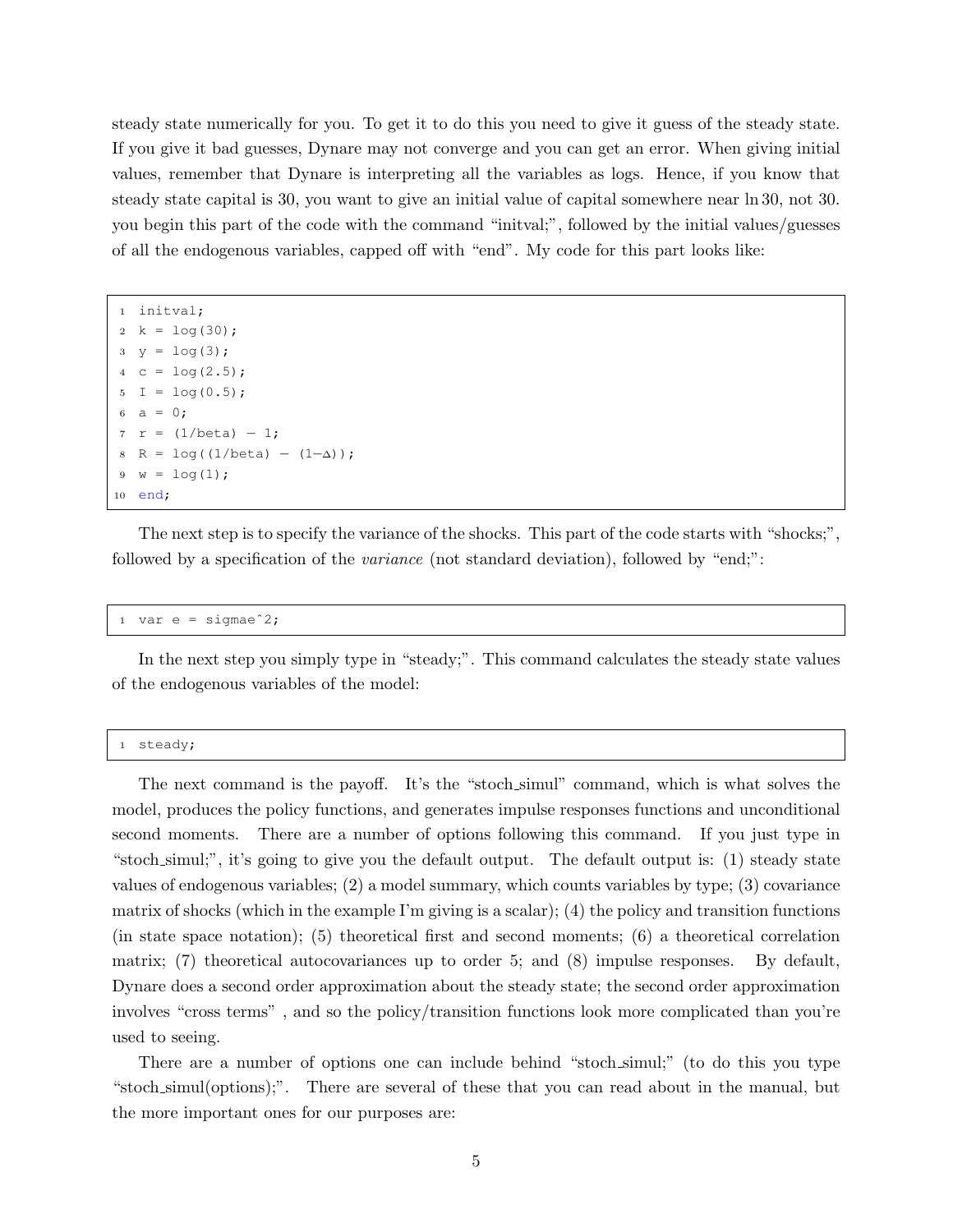steady state numerically for you. To get it to do this you need to give it guess of the steady state. If you give it bad guesses, Dynare may not converge and you can get an error. When giving initial values, remember that Dynare is interpreting all the variables as logs. Hence, if you know that steady state capital is 30, you want to give an initial value of capital somewhere near $\ln 30$, not 30. you begin this part of the code with the command "initval;", followed by the initial values/guesses of all the endogenous variables, capped off with "end". My code for this part looks like:

```
initval;
k = log(30);
y = log(3);
c = log(2.5);
I = log(0.5);
a = 0;
r = (1/beta) - 1;
R = log((1/beta) - (1-Δ));
w = log(1);
end;
```

The next step is to specify the variance of the shocks. This part of the code starts with "shocks;", followed by a specification of the *variance* (not standard deviation), followed by "end;":

```
var e = sigmae^2;
```

In the next step you simply type in "steady;". This command calculates the steady state values of the endogenous variables of the model:

```
steady;
```

The next command is the payoff. It's the "stoch_simul" command, which is what solves the model, produces the policy functions, and generates impulse responses functions and unconditional second moments. There are a number of options following this command. If you just type in "stoch_simul;", it's going to give you the default output. The default output is: (1) steady state values of endogenous variables; (2) a model summary, which counts variables by type; (3) covariance matrix of shocks (which in the example I'm giving is a scalar); (4) the policy and transition functions (in state space notation); (5) theoretical first and second moments; (6) a theoretical correlation matrix; (7) theoretical autocovariances up to order 5; and (8) impulse responses. By default, Dynare does a second order approximation about the steady state; the second order approximation involves "cross terms" , and so the policy/transition functions look more complicated than you're used to seeing.

There are a number of options one can include behind "stoch_simul;" (to do this you type "stoch_simul(options);". There are several of these that you can read about in the manual, but the more important ones for our purposes are: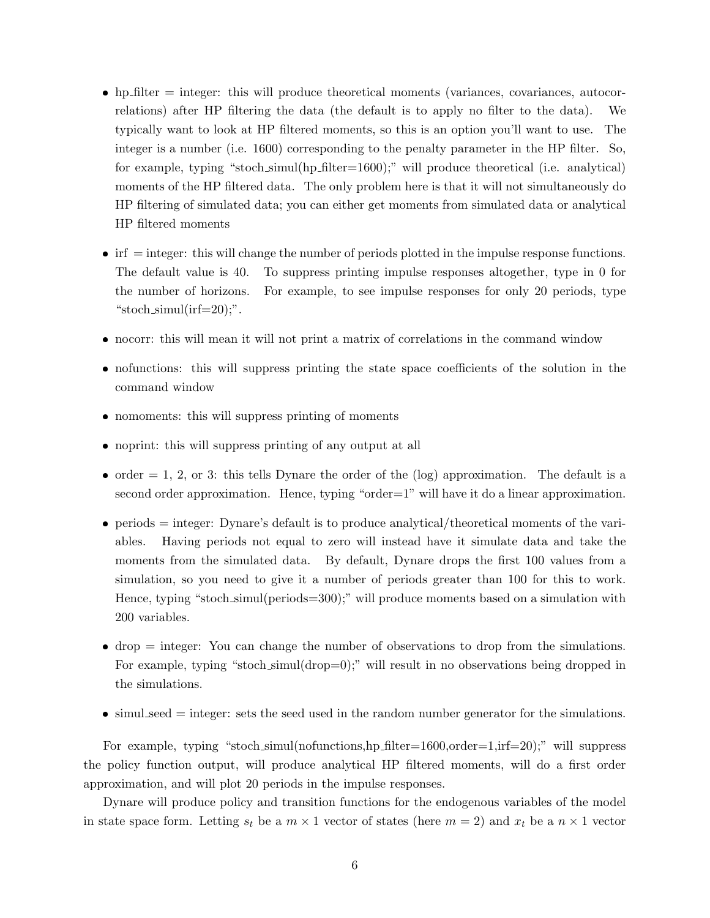- hp_filter = integer: this will produce theoretical moments (variances, covariances, autocorrelations) after HP filtering the data (the default is to apply no filter to the data). We typically want to look at HP filtered moments, so this is an option you'll want to use. The integer is a number (i.e. 1600) corresponding to the penalty parameter in the HP filter. So, for example, typing "stoch_simul(hp_filter=1600);" will produce theoretical (i.e. analytical) moments of the HP filtered data. The only problem here is that it will not simultaneously do HP filtering of simulated data; you can either get moments from simulated data or analytical HP filtered moments

- irf = integer: this will change the number of periods plotted in the impulse response functions. The default value is 40. To suppress printing impulse responses altogether, type in 0 for the number of horizons. For example, to see impulse responses for only 20 periods, type "stoch_simul(irf=20);".

- nocorr: this will mean it will not print a matrix of correlations in the command window

- nofunctions: this will suppress printing the state space coefficients of the solution in the command window

- nomoments: this will suppress printing of moments

- noprint: this will suppress printing of any output at all

- order = 1, 2, or 3: this tells Dynare the order of the (log) approximation. The default is a second order approximation. Hence, typing "order=1" will have it do a linear approximation.

- periods = integer: Dynare's default is to produce analytical/theoretical moments of the variables. Having periods not equal to zero will instead have it simulate data and take the moments from the simulated data. By default, Dynare drops the first 100 values from a simulation, so you need to give it a number of periods greater than 100 for this to work. Hence, typing "stoch_simul(periods=300);" will produce moments based on a simulation with 200 variables.

- drop = integer: You can change the number of observations to drop from the simulations. For example, typing "stoch_simul(drop=0);" will result in no observations being dropped in the simulations.

- simul_seed = integer: sets the seed used in the random number generator for the simulations.

For example, typing "stoch_simul(nofunctions,hp_filter=1600,order=1,irf=20);" will suppress the policy function output, will produce analytical HP filtered moments, will do a first order approximation, and will plot 20 periods in the impulse responses.

Dynare will produce policy and transition functions for the endogenous variables of the model in state space form. Letting $s_t$ be a $m \times 1$ vector of states (here $m = 2$) and $x_t$ be a $n \times 1$ vector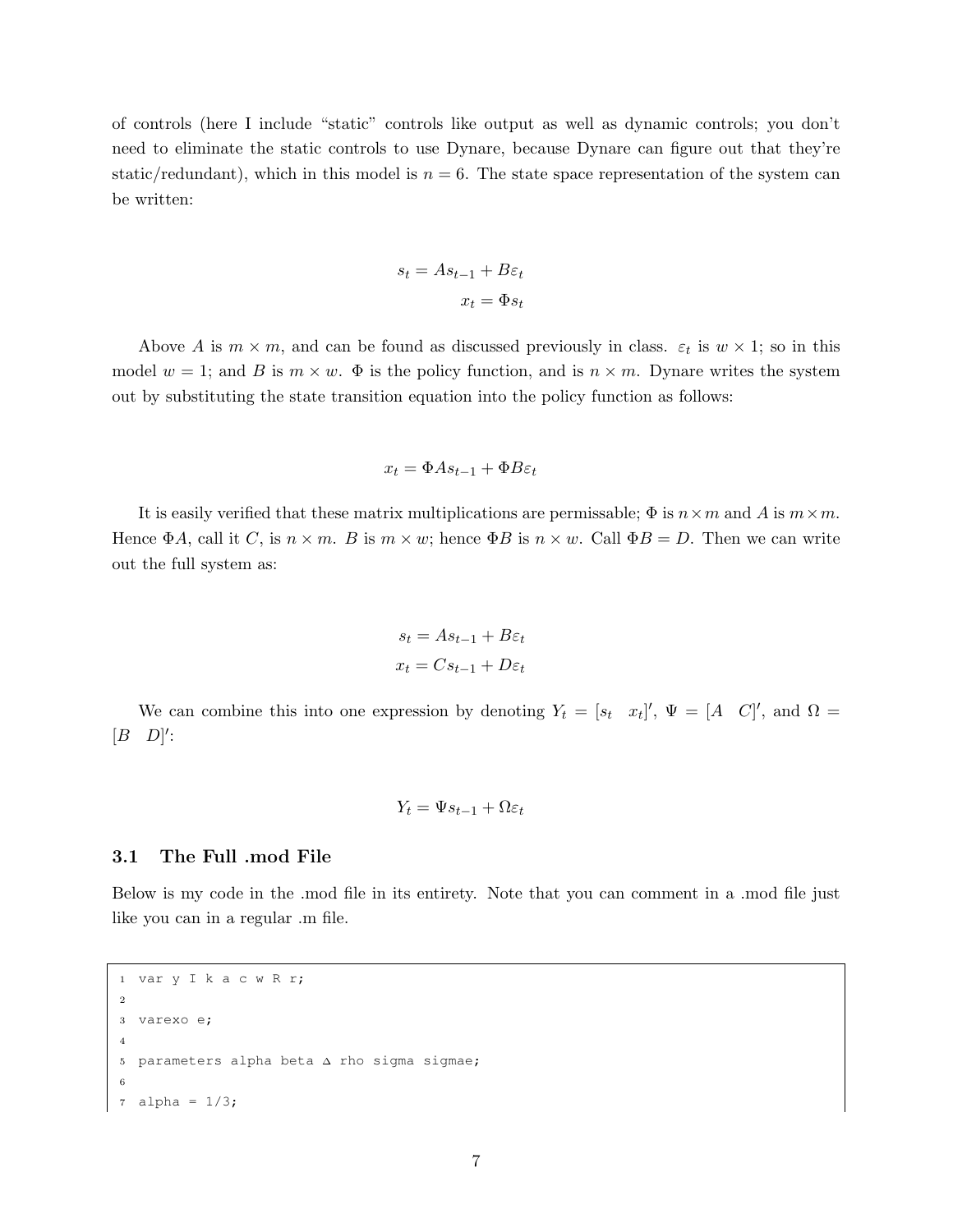of controls (here I include "static" controls like output as well as dynamic controls; you don't need to eliminate the static controls to use Dynare, because Dynare can figure out that they're static/redundant), which in this model is $n = 6$. The state space representation of the system can be written:

$$s_t = As_{t-1} + B\varepsilon_t$$
$$x_t = \Phi s_t$$

Above $A$ is $m \times m$, and can be found as discussed previously in class. $\varepsilon_t$ is $w \times 1$; so in this model $w = 1$; and $B$ is $m \times w$. $\Phi$ is the policy function, and is $n \times m$. Dynare writes the system out by substituting the state transition equation into the policy function as follows:

$$x_t = \Phi As_{t-1} + \Phi B\varepsilon_t$$

It is easily verified that these matrix multiplications are permissable; $\Phi$ is $n \times m$ and $A$ is $m \times m$. Hence $\Phi A$, call it $C$, is $n \times m$. $B$ is $m \times w$; hence $\Phi B$ is $n \times w$. Call $\Phi B = D$. Then we can write out the full system as:

$$s_t = As_{t-1} + B\varepsilon_t$$
$$x_t = Cs_{t-1} + D\varepsilon_t$$

We can combine this into one expression by denoting $Y_t = [s_t \quad x_t]'$, $\Psi = [A \quad C]'$, and $\Omega = [B \quad D]'$:

$$Y_t = \Psi s_{t-1} + \Omega\varepsilon_t$$

### 3.1 The Full .mod File

Below is my code in the .mod file in its entirety. Note that you can comment in a .mod file just like you can in a regular .m file.

```
var y I k a c w R r;

varexo e;

parameters alpha beta Δ rho sigma sigmae;

alpha = 1/3;
```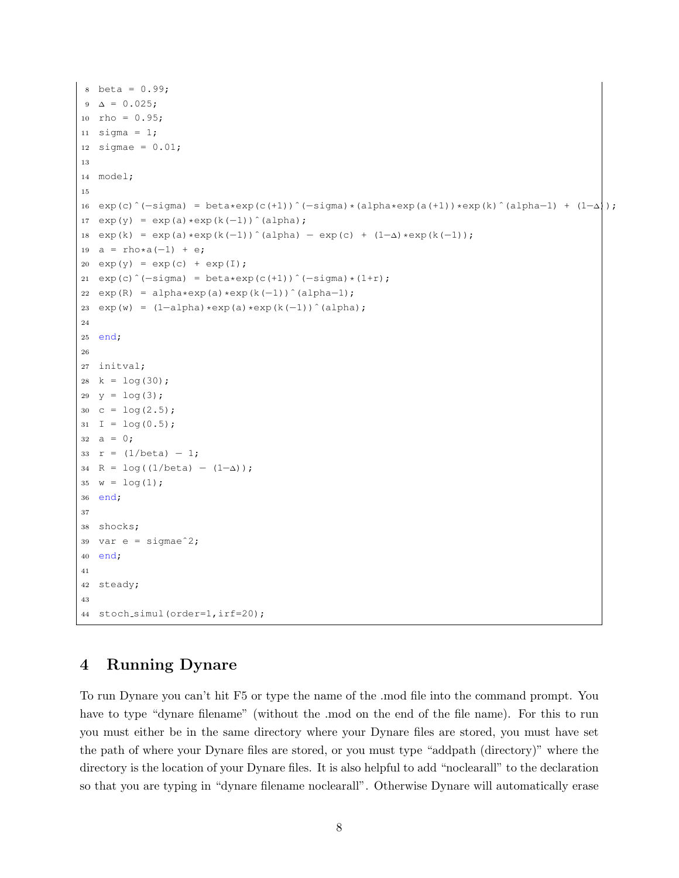```
beta = 0.99;
Δ = 0.025;
rho = 0.95;
sigma = 1;
sigmae = 0.01;

model;

exp(c)^(-sigma) = beta*exp(c(+1))^(-sigma)*(alpha*exp(a(+1))*exp(k)^(alpha-1) + (1-Δ));
exp(y) = exp(a)*exp(k(-1))^(alpha);
exp(k) = exp(a)*exp(k(-1))^(alpha) - exp(c) + (1-Δ)*exp(k(-1));
a = rho*a(-1) + e;
exp(y) = exp(c) + exp(I);
exp(c)^(-sigma) = beta*exp(c(+1))^(-sigma)*(1+r);
exp(R) = alpha*exp(a)*exp(k(-1))^(alpha-1);
exp(w) = (1-alpha)*exp(a)*exp(k(-1))^(alpha);

end;

initval;
k = log(30);
y = log(3);
c = log(2.5);
I = log(0.5);
a = 0;
r = (1/beta) - 1;
R = log((1/beta) - (1-Δ));
w = log(1);
end;

shocks;
var e = sigmae^2;
end;

steady;

stoch_simul(order=1,irf=20);
```

## 4 Running Dynare

To run Dynare you can't hit F5 or type the name of the .mod file into the command prompt. You have to type "dynare filename" (without the .mod on the end of the file name). For this to run you must either be in the same directory where your Dynare files are stored, you must have set the path of where your Dynare files are stored, or you must type "addpath (directory)" where the directory is the location of your Dynare files. It is also helpful to add "noclearall" to the declaration so that you are typing in "dynare filename noclearall". Otherwise Dynare will automatically erase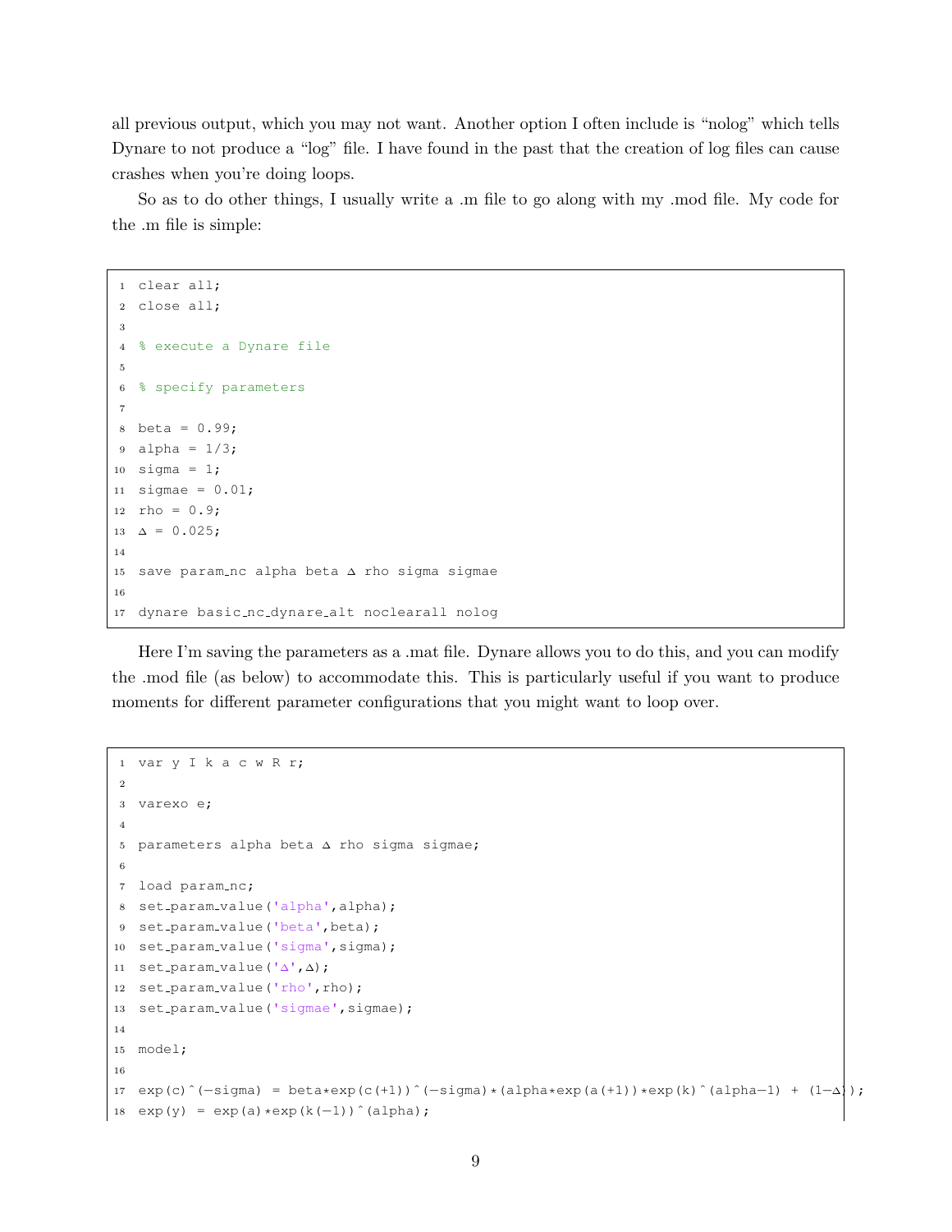all previous output, which you may not want. Another option I often include is "nolog" which tells Dynare to not produce a "log" file. I have found in the past that the creation of log files can cause crashes when you're doing loops.

So as to do other things, I usually write a .m file to go along with my .mod file. My code for the .m file is simple:

```
clear all;
close all;

% execute a Dynare file

% specify parameters

beta = 0.99;
alpha = 1/3;
sigma = 1;
sigmae = 0.01;
rho = 0.9;
Δ = 0.025;

save param_nc alpha beta Δ rho sigma sigmae

dynare basic_nc_dynare_alt noclearall nolog
```

Here I'm saving the parameters as a .mat file. Dynare allows you to do this, and you can modify the .mod file (as below) to accommodate this. This is particularly useful if you want to produce moments for different parameter configurations that you might want to loop over.

```
var y I k a c w R r;

varexo e;

parameters alpha beta Δ rho sigma sigmae;

load param_nc;
set_param_value('alpha',alpha);
set_param_value('beta',beta);
set_param_value('sigma',sigma);
set_param_value('Δ',Δ);
set_param_value('rho',rho);
set_param_value('sigmae',sigmae);

model;

exp(c)^(-sigma) = beta*exp(c(+1))^(-sigma)*(alpha*exp(a(+1))*exp(k)^(alpha-1) + (1-Δ));
exp(y) = exp(a)*exp(k(-1))^(alpha);
```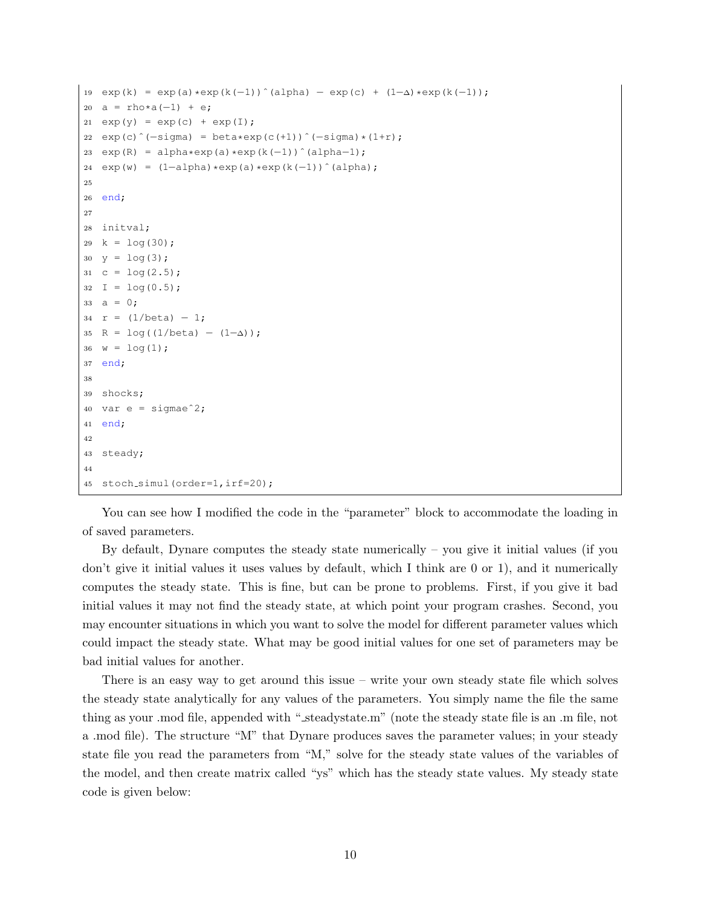```
19 exp(k) = exp(a)*exp(k(-1))^(alpha) - exp(c) + (1-Δ)*exp(k(-1));
20 a = rho*a(-1) + e;
21 exp(y) = exp(c) + exp(I);
22 exp(c)^(-sigma) = beta*exp(c(+1))^(-sigma)*(1+r);
23 exp(R) = alpha*exp(a)*exp(k(-1))^(alpha-1);
24 exp(w) = (1-alpha)*exp(a)*exp(k(-1))^(alpha);
25
26 end;
27
28 initval;
29 k = log(30);
30 y = log(3);
31 c = log(2.5);
32 I = log(0.5);
33 a = 0;
34 r = (1/beta) - 1;
35 R = log((1/beta) - (1-Δ));
36 w = log(1);
37 end;
38
39 shocks;
40 var e = sigmae^2;
41 end;
42
43 steady;
44
45 stoch_simul(order=1,irf=20);
```

You can see how I modified the code in the "parameter" block to accommodate the loading in of saved parameters.

By default, Dynare computes the steady state numerically – you give it initial values (if you don't give it initial values it uses values by default, which I think are 0 or 1), and it numerically computes the steady state. This is fine, but can be prone to problems. First, if you give it bad initial values it may not find the steady state, at which point your program crashes. Second, you may encounter situations in which you want to solve the model for different parameter values which could impact the steady state. What may be good initial values for one set of parameters may be bad initial values for another.

There is an easy way to get around this issue – write your own steady state file which solves the steady state analytically for any values of the parameters. You simply name the file the same thing as your .mod file, appended with "_steadystate.m" (note the steady state file is an .m file, not a .mod file). The structure "M" that Dynare produces saves the parameter values; in your steady state file you read the parameters from "M," solve for the steady state values of the variables of the model, and then create matrix called "ys" which has the steady state values. My steady state code is given below: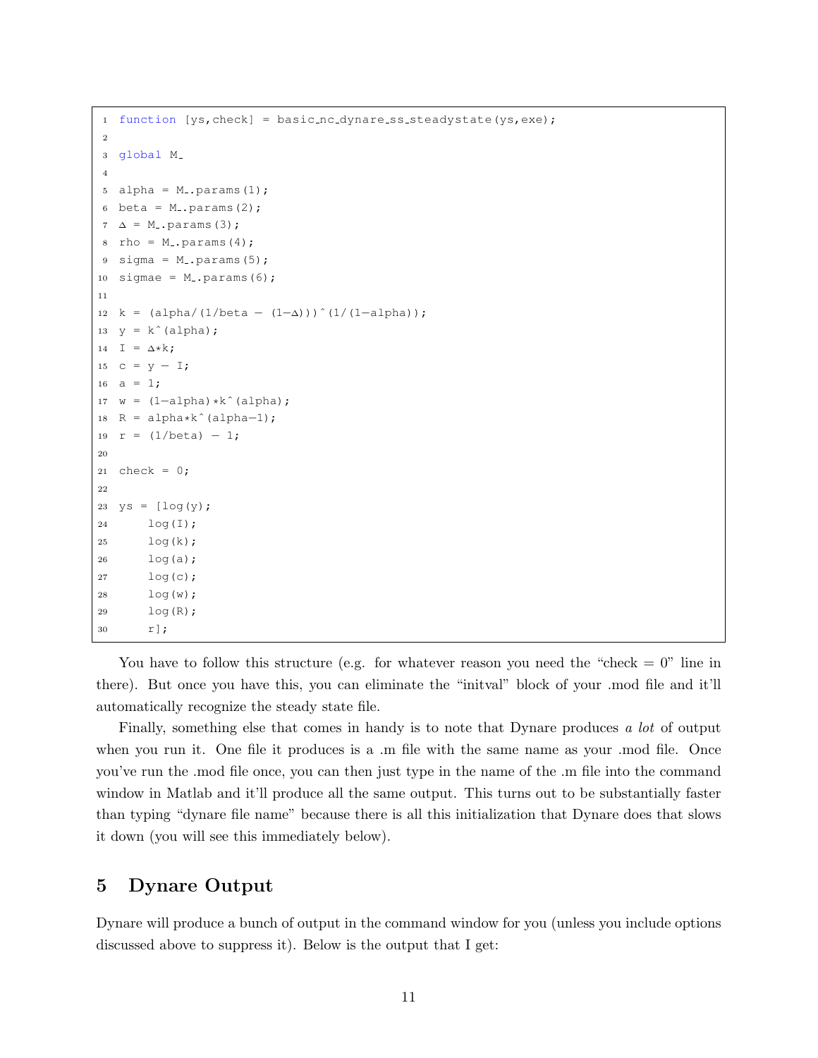```matlab
function [ys,check] = basic_nc_dynare_ss_steadystate(ys,exe);

global M_

alpha = M_.params(1);
beta = M_.params(2);
Δ = M_.params(3);
rho = M_.params(4);
sigma = M_.params(5);
sigmae = M_.params(6);

k = (alpha/(1/beta - (1-Δ)))^(1/(1-alpha));
y = k^(alpha);
I = Δ*k;
c = y - I;
a = 1;
w = (1-alpha)*k^(alpha);
R = alpha*k^(alpha-1);
r = (1/beta) - 1;

check = 0;

ys = [log(y);
    log(I);
    log(k);
    log(a);
    log(c);
    log(w);
    log(R);
    r];
```

You have to follow this structure (e.g. for whatever reason you need the "check = 0" line in there). But once you have this, you can eliminate the "initval" block of your .mod file and it'll automatically recognize the steady state file.

Finally, something else that comes in handy is to note that Dynare produces *a lot* of output when you run it. One file it produces is a .m file with the same name as your .mod file. Once you've run the .mod file once, you can then just type in the name of the .m file into the command window in Matlab and it'll produce all the same output. This turns out to be substantially faster than typing "dynare file name" because there is all this initialization that Dynare does that slows it down (you will see this immediately below).

## 5 Dynare Output

Dynare will produce a bunch of output in the command window for you (unless you include options discussed above to suppress it). Below is the output that I get: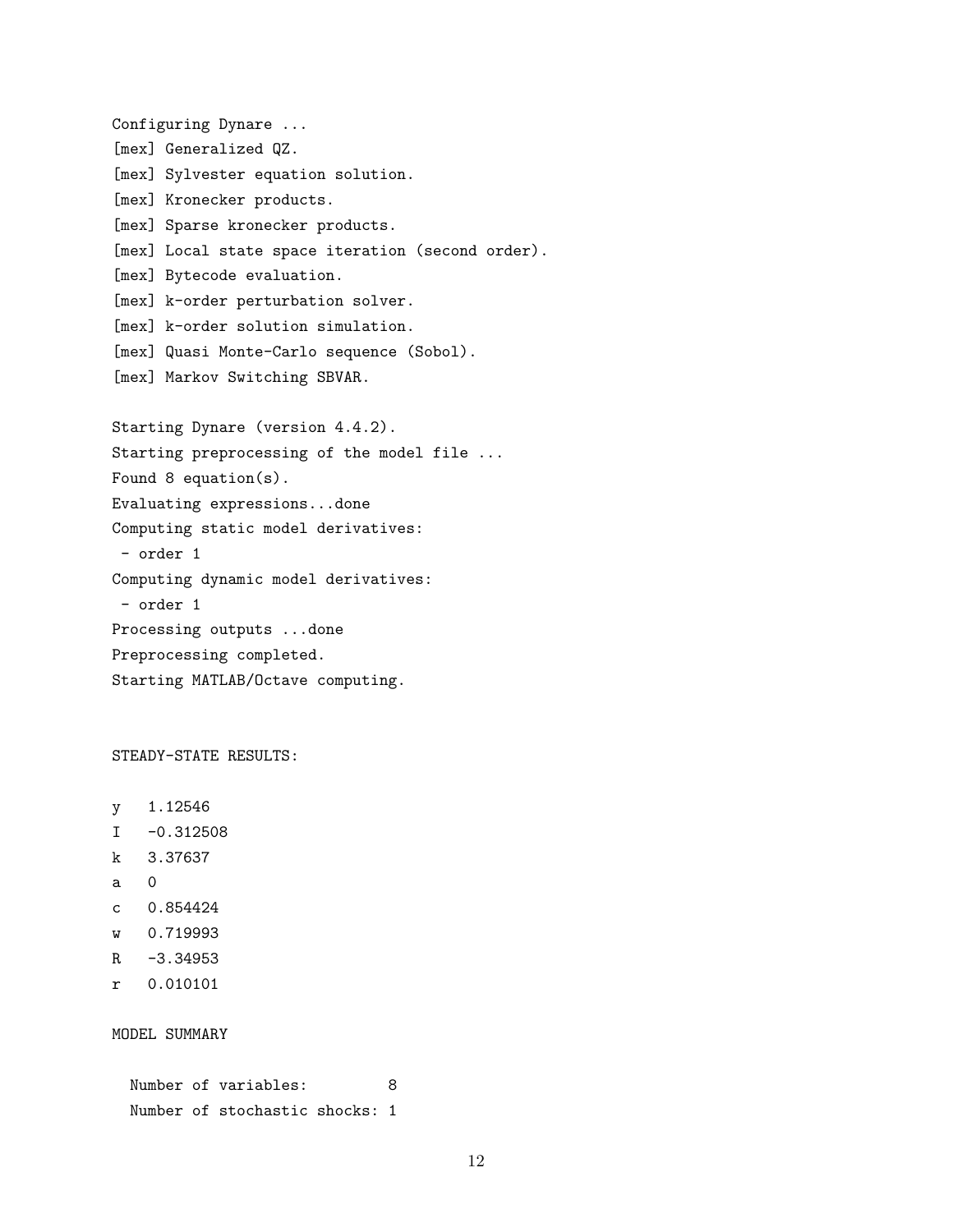```
Configuring Dynare ...
[mex] Generalized QZ.
[mex] Sylvester equation solution.
[mex] Kronecker products.
[mex] Sparse kronecker products.
[mex] Local state space iteration (second order).
[mex] Bytecode evaluation.
[mex] k-order perturbation solver.
[mex] k-order solution simulation.
[mex] Quasi Monte-Carlo sequence (Sobol).
[mex] Markov Switching SBVAR.

Starting Dynare (version 4.4.2).
Starting preprocessing of the model file ...
Found 8 equation(s).
Evaluating expressions...done
Computing static model derivatives:
 - order 1
Computing dynamic model derivatives:
 - order 1
Processing outputs ...done
Preprocessing completed.
Starting MATLAB/Octave computing.


STEADY-STATE RESULTS:

y   1.12546
I   -0.312508
k   3.37637
a   0
c   0.854424
w   0.719993
R   -3.34953
r   0.010101

MODEL SUMMARY

  Number of variables:         8
  Number of stochastic shocks: 1
```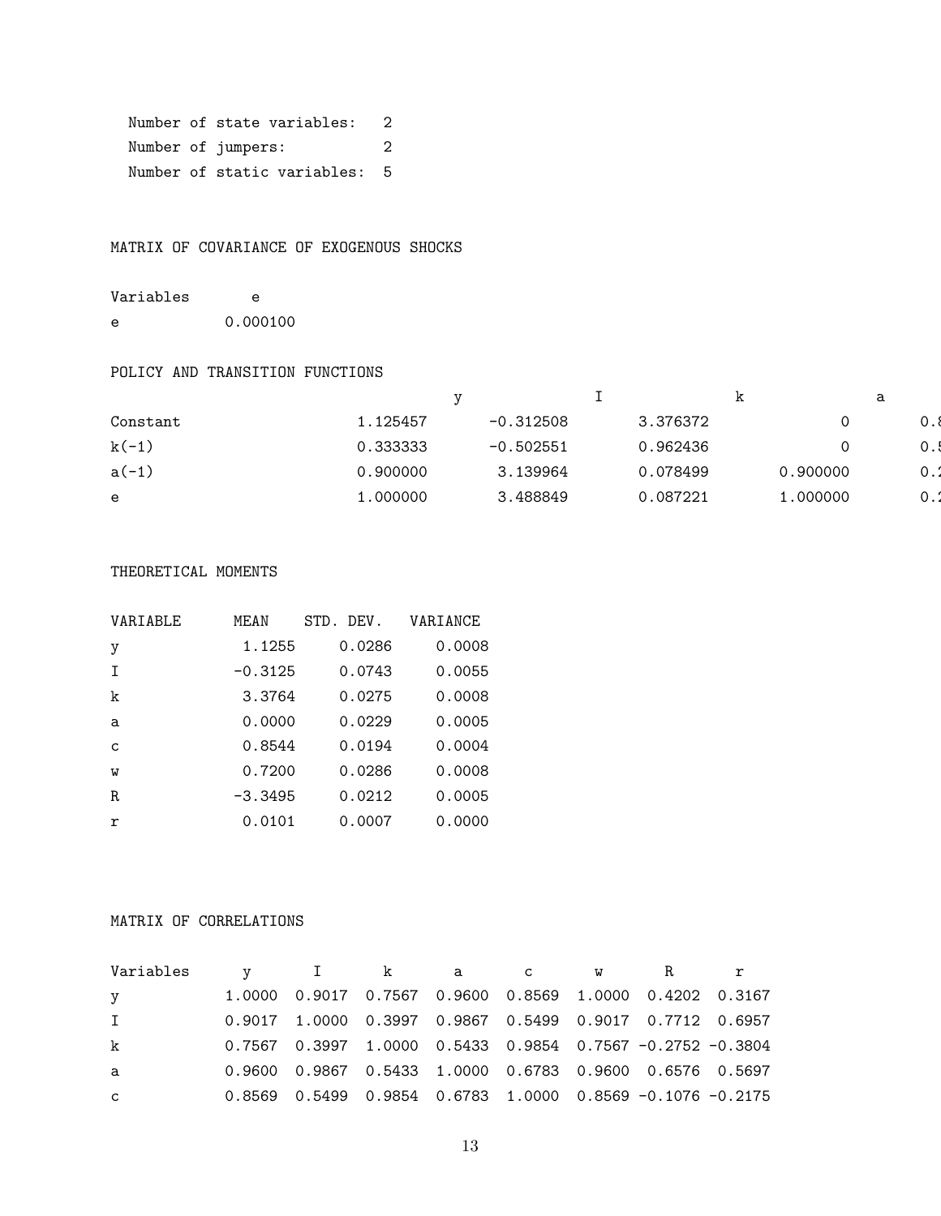```
  Number of state variables:   2
  Number of jumpers:           2
  Number of static variables:  5
```

MATRIX OF COVARIANCE OF EXOGENOUS SHOCKS

| Variables | e |
|---|---|
| e | 0.000100 |

POLICY AND TRANSITION FUNCTIONS

| | y | I | k | a | |
|---|---|---|---|---|---|
| Constant | 1.125457 | -0.312508 | 3.376372 | 0 | 0.8 |
| k(-1) | 0.333333 | -0.502551 | 0.962436 | 0 | 0.5 |
| a(-1) | 0.900000 | 3.139964 | 0.078499 | 0.900000 | 0.2 |
| e | 1.000000 | 3.488849 | 0.087221 | 1.000000 | 0.2 |

THEORETICAL MOMENTS

| VARIABLE | MEAN | STD. DEV. | VARIANCE |
|---|---|---|---|
| y | 1.1255 | 0.0286 | 0.0008 |
| I | -0.3125 | 0.0743 | 0.0055 |
| k | 3.3764 | 0.0275 | 0.0008 |
| a | 0.0000 | 0.0229 | 0.0005 |
| c | 0.8544 | 0.0194 | 0.0004 |
| w | 0.7200 | 0.0286 | 0.0008 |
| R | -3.3495 | 0.0212 | 0.0005 |
| r | 0.0101 | 0.0007 | 0.0000 |

MATRIX OF CORRELATIONS

| Variables | y | I | k | a | c | w | R | r |
|---|---|---|---|---|---|---|---|---|
| y | 1.0000 | 0.9017 | 0.7567 | 0.9600 | 0.8569 | 1.0000 | 0.4202 | 0.3167 |
| I | 0.9017 | 1.0000 | 0.3997 | 0.9867 | 0.5499 | 0.9017 | 0.7712 | 0.6957 |
| k | 0.7567 | 0.3997 | 1.0000 | 0.5433 | 0.9854 | 0.7567 | -0.2752 | -0.3804 |
| a | 0.9600 | 0.9867 | 0.5433 | 1.0000 | 0.6783 | 0.9600 | 0.6576 | 0.5697 |
| c | 0.8569 | 0.5499 | 0.9854 | 0.6783 | 1.0000 | 0.8569 | -0.1076 | -0.2175 |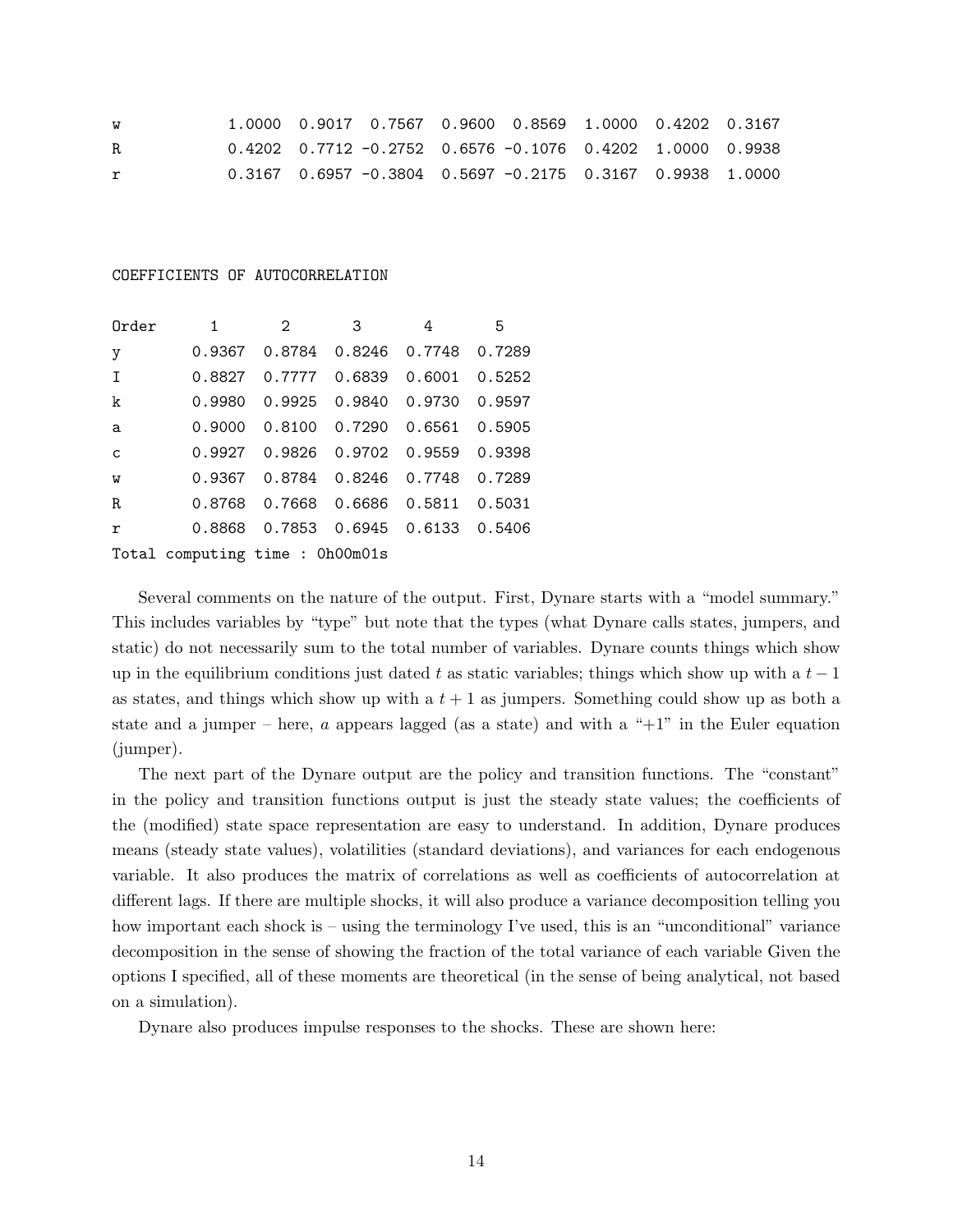```
w           1.0000  0.9017  0.7567  0.9600  0.8569  1.0000  0.4202  0.3167
R           0.4202  0.7712 -0.2752  0.6576 -0.1076  0.4202  1.0000  0.9938
r           0.3167  0.6957 -0.3804  0.5697 -0.2175  0.3167  0.9938  1.0000



COEFFICIENTS OF AUTOCORRELATION

Order      1       2       3       4       5
y       0.9367  0.8784  0.8246  0.7748  0.7289
I       0.8827  0.7777  0.6839  0.6001  0.5252
k       0.9980  0.9925  0.9840  0.9730  0.9597
a       0.9000  0.8100  0.7290  0.6561  0.5905
c       0.9927  0.9826  0.9702  0.9559  0.9398
w       0.9367  0.8784  0.8246  0.7748  0.7289
R       0.8768  0.7668  0.6686  0.5811  0.5031
r       0.8868  0.7853  0.6945  0.6133  0.5406
Total computing time : 0h00m01s
```

Several comments on the nature of the output. First, Dynare starts with a "model summary." This includes variables by "type" but note that the types (what Dynare calls states, jumpers, and static) do not necessarily sum to the total number of variables. Dynare counts things which show up in the equilibrium conditions just dated $t$ as static variables; things which show up with a $t-1$ as states, and things which show up with a $t+1$ as jumpers. Something could show up as both a state and a jumper – here, $a$ appears lagged (as a state) and with a "+1" in the Euler equation (jumper).

The next part of the Dynare output are the policy and transition functions. The "constant" in the policy and transition functions output is just the steady state values; the coefficients of the (modified) state space representation are easy to understand. In addition, Dynare produces means (steady state values), volatilities (standard deviations), and variances for each endogenous variable. It also produces the matrix of correlations as well as coefficients of autocorrelation at different lags. If there are multiple shocks, it will also produce a variance decomposition telling you how important each shock is – using the terminology I've used, this is an "unconditional" variance decomposition in the sense of showing the fraction of the total variance of each variable Given the options I specified, all of these moments are theoretical (in the sense of being analytical, not based on a simulation).

Dynare also produces impulse responses to the shocks. These are shown here: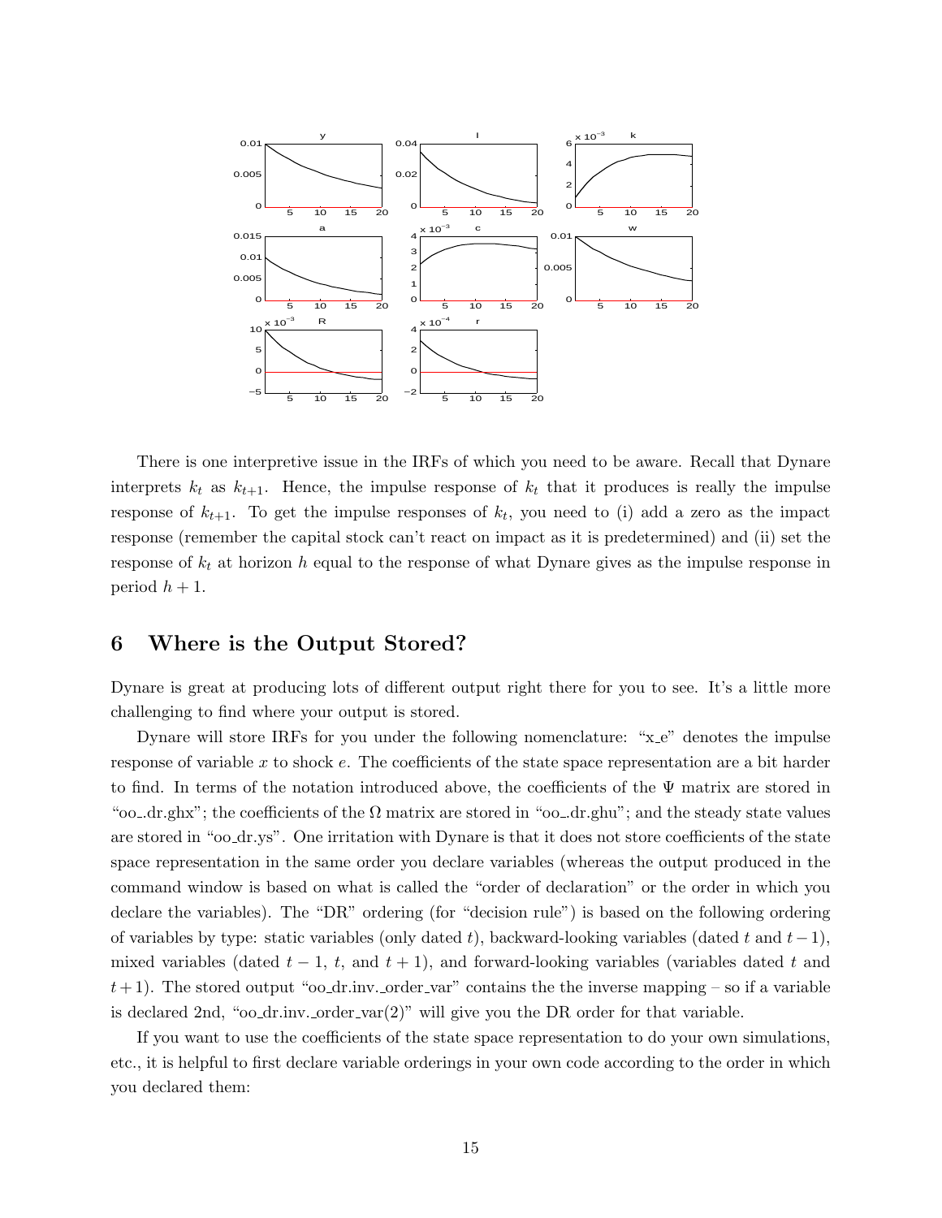There is one interpretive issue in the IRFs of which you need to be aware. Recall that Dynare interprets $k_t$ as $k_{t+1}$. Hence, the impulse response of $k_t$ that it produces is really the impulse response of $k_{t+1}$. To get the impulse responses of $k_t$, you need to (i) add a zero as the impact response (remember the capital stock can't react on impact as it is predetermined) and (ii) set the response of $k_t$ at horizon $h$ equal to the response of what Dynare gives as the impulse response in period $h + 1$.

## 6 Where is the Output Stored?

Dynare is great at producing lots of different output right there for you to see. It's a little more challenging to find where your output is stored.

Dynare will store IRFs for you under the following nomenclature: "x_e" denotes the impulse response of variable $x$ to shock $e$. The coefficients of the state space representation are a bit harder to find. In terms of the notation introduced above, the coefficients of the $\Psi$ matrix are stored in "oo_.dr.ghx"; the coefficients of the $\Omega$ matrix are stored in "oo_.dr.ghu"; and the steady state values are stored in "oo_dr.ys". One irritation with Dynare is that it does not store coefficients of the state space representation in the same order you declare variables (whereas the output produced in the command window is based on what is called the "order of declaration" or the order in which you declare the variables). The "DR" ordering (for "decision rule") is based on the following ordering of variables by type: static variables (only dated $t$), backward-looking variables (dated $t$ and $t-1$), mixed variables (dated $t-1$, $t$, and $t+1$), and forward-looking variables (variables dated $t$ and $t+1$). The stored output "oo_dr.inv._order_var" contains the the inverse mapping – so if a variable is declared 2nd, "oo_dr.inv._order_var(2)" will give you the DR order for that variable.

If you want to use the coefficients of the state space representation to do your own simulations, etc., it is helpful to first declare variable orderings in your own code according to the order in which you declared them: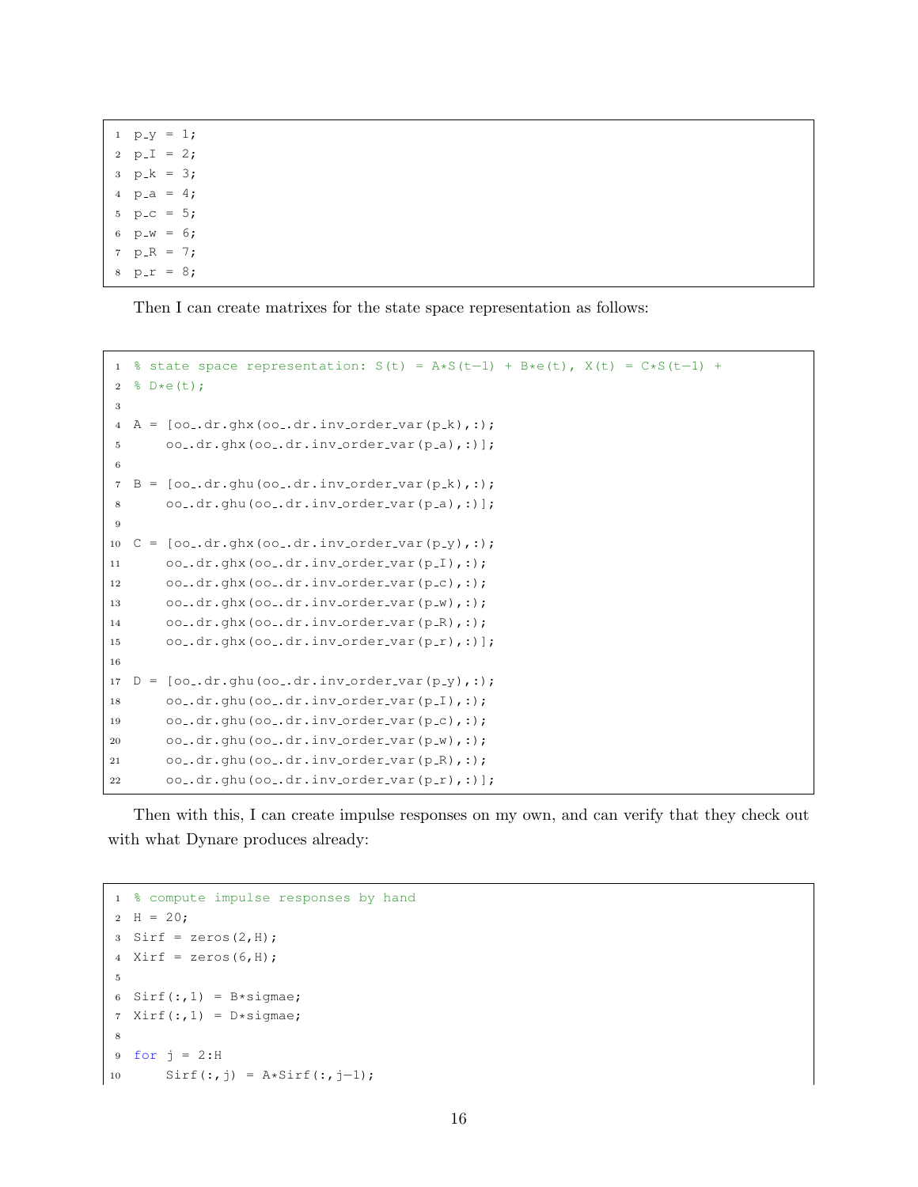```
p_y = 1;
p_I = 2;
p_k = 3;
p_a = 4;
p_c = 5;
p_w = 6;
p_R = 7;
p_r = 8;
```

Then I can create matrixes for the state space representation as follows:

```
% state space representation: S(t) = A*S(t-1) + B*e(t), X(t) = C*S(t-1) +
% D*e(t);

A = [oo_.dr.ghx(oo_.dr.inv_order_var(p_k),:);
     oo_.dr.ghx(oo_.dr.inv_order_var(p_a),:)];

B = [oo_.dr.ghu(oo_.dr.inv_order_var(p_k),:);
     oo_.dr.ghu(oo_.dr.inv_order_var(p_a),:)];

C = [oo_.dr.ghx(oo_.dr.inv_order_var(p_y),:);
     oo_.dr.ghx(oo_.dr.inv_order_var(p_I),:);
     oo_.dr.ghx(oo_.dr.inv_order_var(p_c),:);
     oo_.dr.ghx(oo_.dr.inv_order_var(p_w),:);
     oo_.dr.ghx(oo_.dr.inv_order_var(p_R),:);
     oo_.dr.ghx(oo_.dr.inv_order_var(p_r),:)];

D = [oo_.dr.ghu(oo_.dr.inv_order_var(p_y),:);
     oo_.dr.ghu(oo_.dr.inv_order_var(p_I),:);
     oo_.dr.ghu(oo_.dr.inv_order_var(p_c),:);
     oo_.dr.ghu(oo_.dr.inv_order_var(p_w),:);
     oo_.dr.ghu(oo_.dr.inv_order_var(p_R),:);
     oo_.dr.ghu(oo_.dr.inv_order_var(p_r),:)];
```

Then with this, I can create impulse responses on my own, and can verify that they check out with what Dynare produces already:

```
% compute impulse responses by hand
H = 20;
Sirf = zeros(2,H);
Xirf = zeros(6,H);

Sirf(:,1) = B*sigmae;
Xirf(:,1) = D*sigmae;

for j = 2:H
    Sirf(:,j) = A*Sirf(:,j-1);
```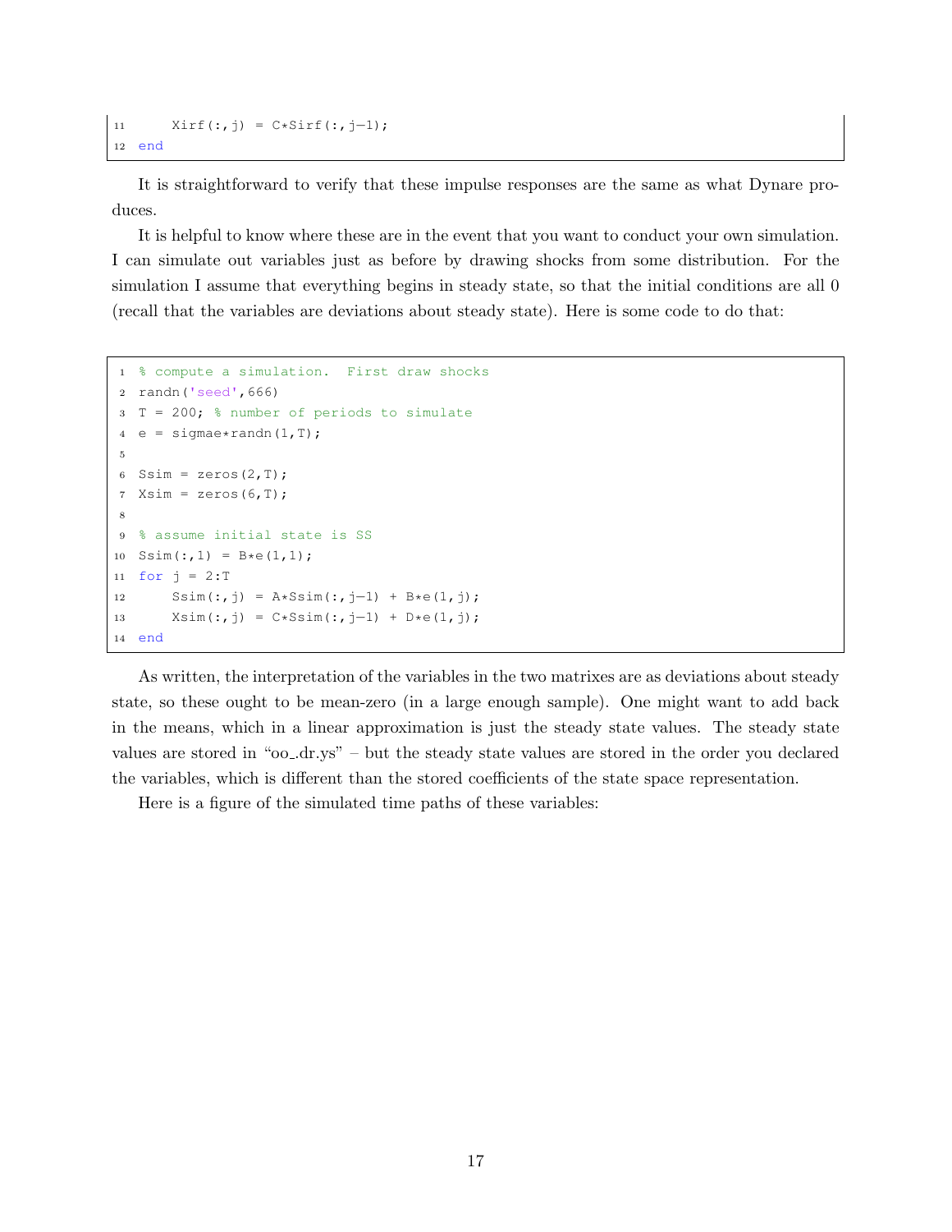```
11     Xirf(:,j) = C*Sirf(:,j-1);
12 end
```

It is straightforward to verify that these impulse responses are the same as what Dynare produces.

It is helpful to know where these are in the event that you want to conduct your own simulation. I can simulate out variables just as before by drawing shocks from some distribution. For the simulation I assume that everything begins in steady state, so that the initial conditions are all 0 (recall that the variables are deviations about steady state). Here is some code to do that:

```
1  % compute a simulation.  First draw shocks
2  randn('seed',666)
3  T = 200; % number of periods to simulate
4  e = sigmae*randn(1,T);
5
6  Ssim = zeros(2,T);
7  Xsim = zeros(6,T);
8
9  % assume initial state is SS
10 Ssim(:,1) = B*e(1,1);
11 for j = 2:T
12     Ssim(:,j) = A*Ssim(:,j-1) + B*e(1,j);
13     Xsim(:,j) = C*Ssim(:,j-1) + D*e(1,j);
14 end
```

As written, the interpretation of the variables in the two matrixes are as deviations about steady state, so these ought to be mean-zero (in a large enough sample). One might want to add back in the means, which in a linear approximation is just the steady state values. The steady state values are stored in "oo_.dr.ys" – but the steady state values are stored in the order you declared the variables, which is different than the stored coefficients of the state space representation.

Here is a figure of the simulated time paths of these variables: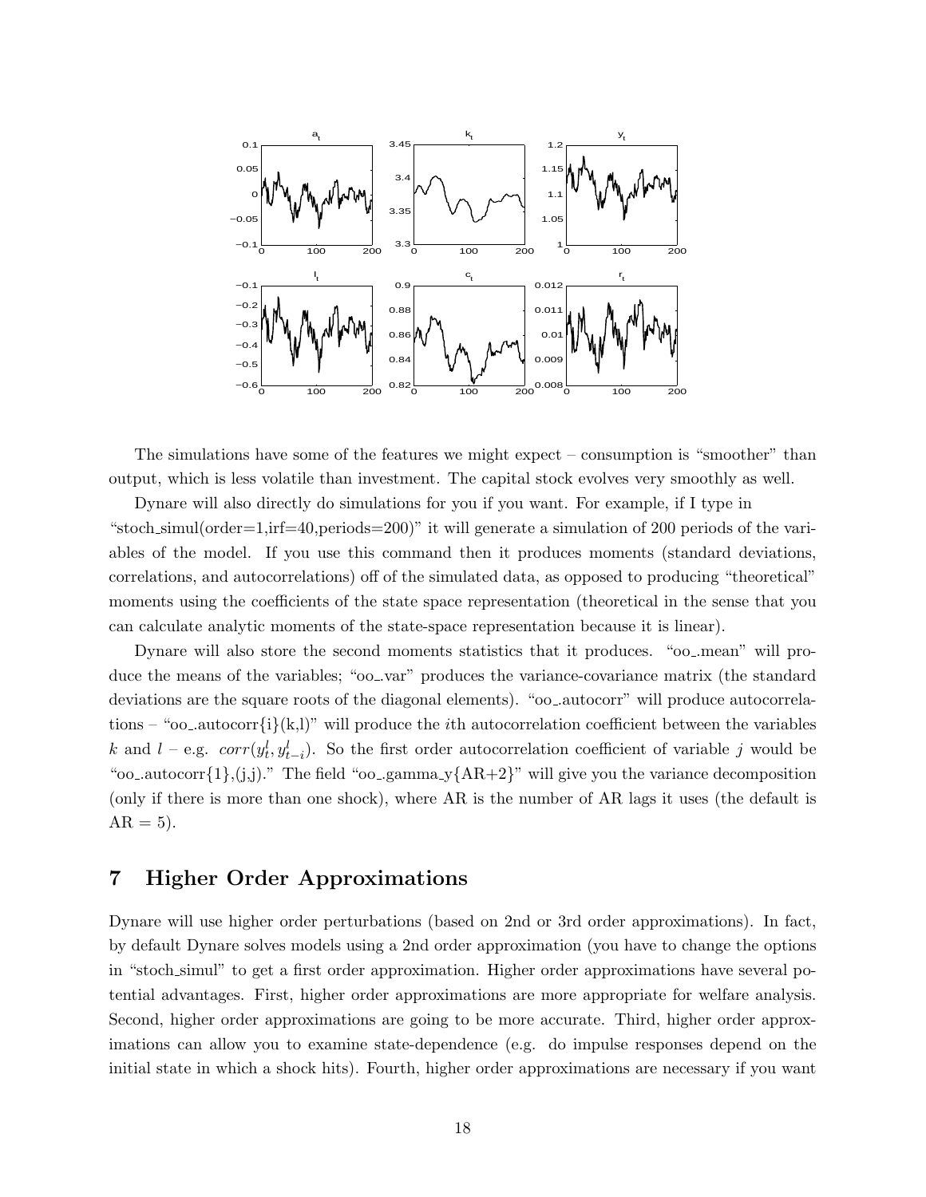The simulations have some of the features we might expect – consumption is "smoother" than output, which is less volatile than investment. The capital stock evolves very smoothly as well.

Dynare will also directly do simulations for you if you want. For example, if I type in "stoch_simul(order=1,irf=40,periods=200)" it will generate a simulation of 200 periods of the variables of the model. If you use this command then it produces moments (standard deviations, correlations, and autocorrelations) off of the simulated data, as opposed to producing "theoretical" moments using the coefficients of the state space representation (theoretical in the sense that you can calculate analytic moments of the state-space representation because it is linear).

Dynare will also store the second moments statistics that it produces. "oo_.mean" will produce the means of the variables; "oo_.var" produces the variance-covariance matrix (the standard deviations are the square roots of the diagonal elements). "oo_.autocorr" will produce autocorrelations – "oo_.autocorr{i}(k,l)" will produce the $i$th autocorrelation coefficient between the variables $k$ and $l$ – e.g. $corr(y_t^l, y_{t-i}^l)$. So the first order autocorrelation coefficient of variable $j$ would be "oo_.autocorr{1},(j,j)." The field "oo_.gamma_y{AR+2}" will give you the variance decomposition (only if there is more than one shock), where AR is the number of AR lags it uses (the default is AR = 5).

# 7 Higher Order Approximations

Dynare will use higher order perturbations (based on 2nd or 3rd order approximations). In fact, by default Dynare solves models using a 2nd order approximation (you have to change the options in "stoch_simul" to get a first order approximation. Higher order approximations have several potential advantages. First, higher order approximations are more appropriate for welfare analysis. Second, higher order approximations are going to be more accurate. Third, higher order approximations can allow you to examine state-dependence (e.g. do impulse responses depend on the initial state in which a shock hits). Fourth, higher order approximations are necessary if you want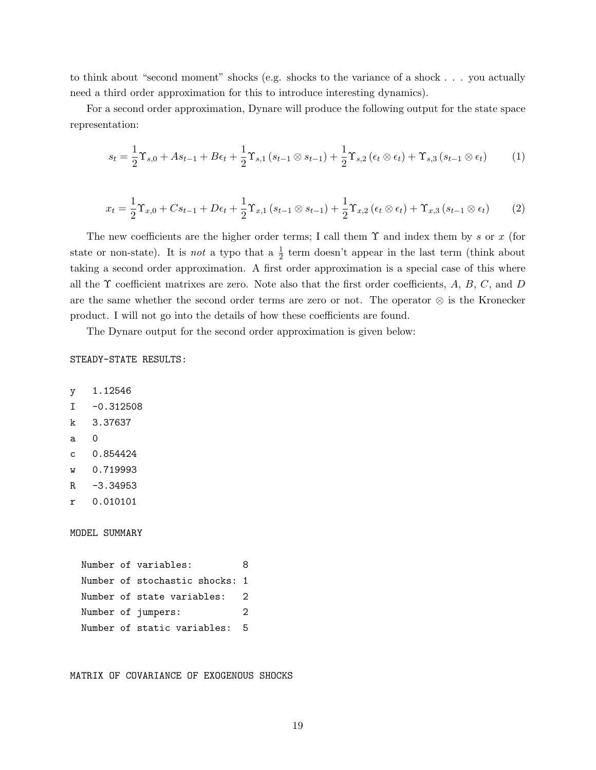to think about "second moment" shocks (e.g. shocks to the variance of a shock . . . you actually need a third order approximation for this to introduce interesting dynamics).

For a second order approximation, Dynare will produce the following output for the state space representation:

$$s_t = \frac{1}{2}\Upsilon_{s,0} + As_{t-1} + B\epsilon_t + \frac{1}{2}\Upsilon_{s,1}\left(s_{t-1} \otimes s_{t-1}\right) + \frac{1}{2}\Upsilon_{s,2}\left(\epsilon_t \otimes \epsilon_t\right) + \Upsilon_{s,3}\left(s_{t-1} \otimes \epsilon_t\right) \tag{1}$$

$$x_t = \frac{1}{2}\Upsilon_{x,0} + Cs_{t-1} + D\epsilon_t + \frac{1}{2}\Upsilon_{x,1}\left(s_{t-1} \otimes s_{t-1}\right) + \frac{1}{2}\Upsilon_{x,2}\left(\epsilon_t \otimes \epsilon_t\right) + \Upsilon_{x,3}\left(s_{t-1} \otimes \epsilon_t\right) \tag{2}$$

The new coefficients are the higher order terms; I call them $\Upsilon$ and index them by $s$ or $x$ (for state or non-state). It is *not* a typo that a $\frac{1}{2}$ term doesn't appear in the last term (think about taking a second order approximation. A first order approximation is a special case of this where all the $\Upsilon$ coefficient matrixes are zero. Note also that the first order coefficients, $A$, $B$, $C$, and $D$ are the same whether the second order terms are zero or not. The operator $\otimes$ is the Kronecker product. I will not go into the details of how these coefficients are found.

The Dynare output for the second order approximation is given below:

```
STEADY-STATE RESULTS:

y   1.12546
I   -0.312508
k   3.37637
a   0
c   0.854424
w   0.719993
R   -3.34953
r   0.010101

MODEL SUMMARY

  Number of variables:         8
  Number of stochastic shocks: 1
  Number of state variables:   2
  Number of jumpers:           2
  Number of static variables:  5


MATRIX OF COVARIANCE OF EXOGENOUS SHOCKS
```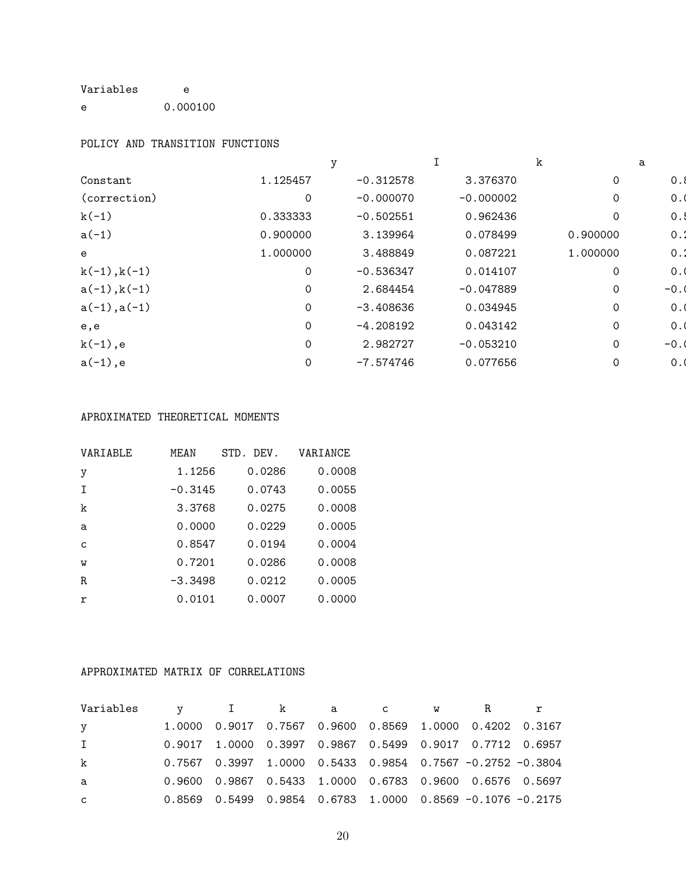| Variables | e |
|---|---|
| e | 0.000100 |

POLICY AND TRANSITION FUNCTIONS

| | y | I | k | a | |
|---|---|---|---|---|---|
| Constant | 1.125457 | -0.312578 | 3.376370 | 0 | 0.8 |
| (correction) | 0 | -0.000070 | -0.000002 | 0 | 0.0 |
| k(-1) | 0.333333 | -0.502551 | 0.962436 | 0 | 0.5 |
| a(-1) | 0.900000 | 3.139964 | 0.078499 | 0.900000 | 0.2 |
| e | 1.000000 | 3.488849 | 0.087221 | 1.000000 | 0.2 |
| k(-1),k(-1) | 0 | -0.536347 | 0.014107 | 0 | 0.0 |
| a(-1),k(-1) | 0 | 2.684454 | -0.047889 | 0 | -0.0 |
| a(-1),a(-1) | 0 | -3.408636 | 0.034945 | 0 | 0.0 |
| e,e | 0 | -4.208192 | 0.043142 | 0 | 0.0 |
| k(-1),e | 0 | 2.982727 | -0.053210 | 0 | -0.0 |
| a(-1),e | 0 | -7.574746 | 0.077656 | 0 | 0.0 |

APROXIMATED THEORETICAL MOMENTS

| VARIABLE | MEAN | STD. DEV. | VARIANCE |
|---|---|---|---|
| y | 1.1256 | 0.0286 | 0.0008 |
| I | -0.3145 | 0.0743 | 0.0055 |
| k | 3.3768 | 0.0275 | 0.0008 |
| a | 0.0000 | 0.0229 | 0.0005 |
| c | 0.8547 | 0.0194 | 0.0004 |
| w | 0.7201 | 0.0286 | 0.0008 |
| R | -3.3498 | 0.0212 | 0.0005 |
| r | 0.0101 | 0.0007 | 0.0000 |

APPROXIMATED MATRIX OF CORRELATIONS

| Variables | y | I | k | a | c | w | R | r |
|---|---|---|---|---|---|---|---|---|
| y | 1.0000 | 0.9017 | 0.7567 | 0.9600 | 0.8569 | 1.0000 | 0.4202 | 0.3167 |
| I | 0.9017 | 1.0000 | 0.3997 | 0.9867 | 0.5499 | 0.9017 | 0.7712 | 0.6957 |
| k | 0.7567 | 0.3997 | 1.0000 | 0.5433 | 0.9854 | 0.7567 | -0.2752 | -0.3804 |
| a | 0.9600 | 0.9867 | 0.5433 | 1.0000 | 0.6783 | 0.9600 | 0.6576 | 0.5697 |
| c | 0.8569 | 0.5499 | 0.9854 | 0.6783 | 1.0000 | 0.8569 | -0.1076 | -0.2175 |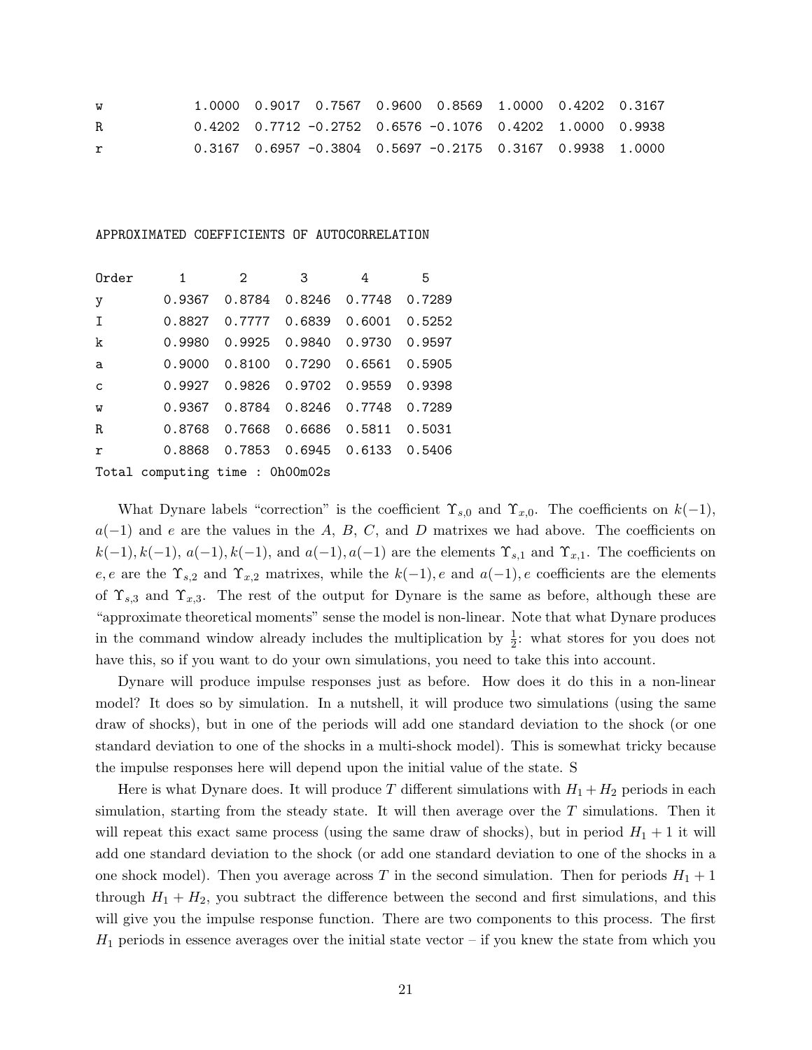```
w            1.0000  0.9017  0.7567  0.9600  0.8569  1.0000  0.4202  0.3167
R            0.4202  0.7712 -0.2752  0.6576 -0.1076  0.4202  1.0000  0.9938
r            0.3167  0.6957 -0.3804  0.5697 -0.2175  0.3167  0.9938  1.0000



APPROXIMATED COEFFICIENTS OF AUTOCORRELATION

Order       1       2       3       4       5
y        0.9367  0.8784  0.8246  0.7748  0.7289
I        0.8827  0.7777  0.6839  0.6001  0.5252
k        0.9980  0.9925  0.9840  0.9730  0.9597
a        0.9000  0.8100  0.7290  0.6561  0.5905
c        0.9927  0.9826  0.9702  0.9559  0.9398
w        0.9367  0.8784  0.8246  0.7748  0.7289
R        0.8768  0.7668  0.6686  0.5811  0.5031
r        0.8868  0.7853  0.6945  0.6133  0.5406
Total computing time : 0h00m02s
```

What Dynare labels "correction" is the coefficient $\Upsilon_{s,0}$ and $\Upsilon_{x,0}$. The coefficients on $k(-1)$, $a(-1)$ and $e$ are the values in the $A$, $B$, $C$, and $D$ matrixes we had above. The coefficients on $k(-1), k(-1)$, $a(-1), k(-1)$, and $a(-1), a(-1)$ are the elements $\Upsilon_{s,1}$ and $\Upsilon_{x,1}$. The coefficients on $e, e$ are the $\Upsilon_{s,2}$ and $\Upsilon_{x,2}$ matrixes, while the $k(-1), e$ and $a(-1), e$ coefficients are the elements of $\Upsilon_{s,3}$ and $\Upsilon_{x,3}$. The rest of the output for Dynare is the same as before, although these are "approximate theoretical moments" sense the model is non-linear. Note that what Dynare produces in the command window already includes the multiplication by $\frac{1}{2}$: what stores for you does not have this, so if you want to do your own simulations, you need to take this into account.

Dynare will produce impulse responses just as before. How does it do this in a non-linear model? It does so by simulation. In a nutshell, it will produce two simulations (using the same draw of shocks), but in one of the periods will add one standard deviation to the shock (or one standard deviation to one of the shocks in a multi-shock model). This is somewhat tricky because the impulse responses here will depend upon the initial value of the state. S

Here is what Dynare does. It will produce $T$ different simulations with $H_1 + H_2$ periods in each simulation, starting from the steady state. It will then average over the $T$ simulations. Then it will repeat this exact same process (using the same draw of shocks), but in period $H_1 + 1$ it will add one standard deviation to the shock (or add one standard deviation to one of the shocks in a one shock model). Then you average across $T$ in the second simulation. Then for periods $H_1 + 1$ through $H_1 + H_2$, you subtract the difference between the second and first simulations, and this will give you the impulse response function. There are two components to this process. The first $H_1$ periods in essence averages over the initial state vector – if you knew the state from which you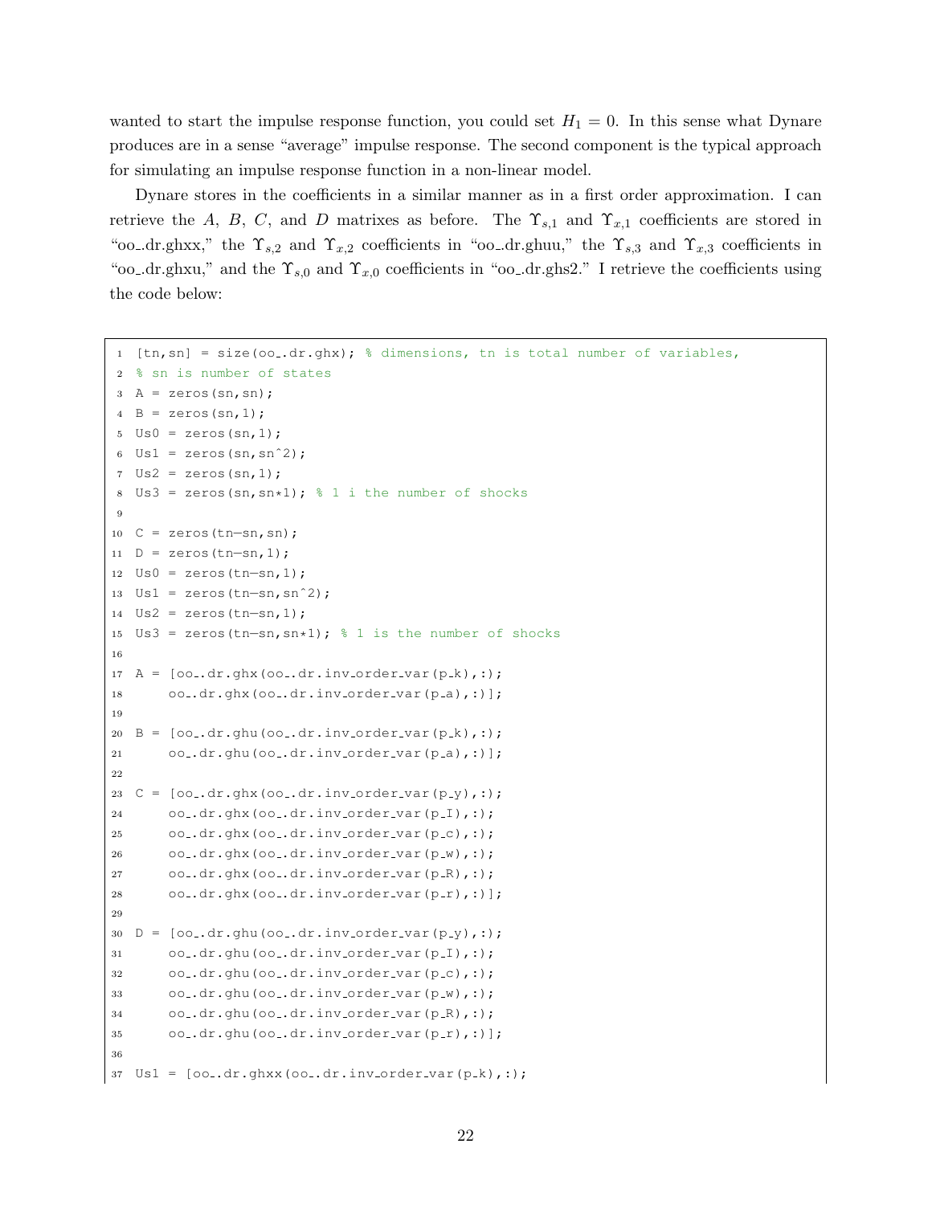wanted to start the impulse response function, you could set $H_1 = 0$. In this sense what Dynare produces are in a sense "average" impulse response. The second component is the typical approach for simulating an impulse response function in a non-linear model.

Dynare stores in the coefficients in a similar manner as in a first order approximation. I can retrieve the $A$, $B$, $C$, and $D$ matrixes as before. The $\Upsilon_{s,1}$ and $\Upsilon_{x,1}$ coefficients are stored in "oo_.dr.ghxx," the $\Upsilon_{s,2}$ and $\Upsilon_{x,2}$ coefficients in "oo_.dr.ghuu," the $\Upsilon_{s,3}$ and $\Upsilon_{x,3}$ coefficients in "oo_.dr.ghxu," and the $\Upsilon_{s,0}$ and $\Upsilon_{x,0}$ coefficients in "oo_.dr.ghs2." I retrieve the coefficients using the code below:

```
[tn,sn] = size(oo_.dr.ghx); % dimensions, tn is total number of variables,
% sn is number of states
A = zeros(sn,sn);
B = zeros(sn,1);
Us0 = zeros(sn,1);
Us1 = zeros(sn,sn^2);
Us2 = zeros(sn,1);
Us3 = zeros(sn,sn*1); % 1 i the number of shocks

C = zeros(tn-sn,sn);
D = zeros(tn-sn,1);
Us0 = zeros(tn-sn,1);
Us1 = zeros(tn-sn,sn^2);
Us2 = zeros(tn-sn,1);
Us3 = zeros(tn-sn,sn*1); % 1 is the number of shocks

A = [oo_.dr.ghx(oo_.dr.inv_order_var(p_k),:);
     oo_.dr.ghx(oo_.dr.inv_order_var(p_a),:)];

B = [oo_.dr.ghu(oo_.dr.inv_order_var(p_k),:);
     oo_.dr.ghu(oo_.dr.inv_order_var(p_a),:)];

C = [oo_.dr.ghx(oo_.dr.inv_order_var(p_y),:);
     oo_.dr.ghx(oo_.dr.inv_order_var(p_I),:);
     oo_.dr.ghx(oo_.dr.inv_order_var(p_c),:);
     oo_.dr.ghx(oo_.dr.inv_order_var(p_w),:);
     oo_.dr.ghx(oo_.dr.inv_order_var(p_R),:);
     oo_.dr.ghx(oo_.dr.inv_order_var(p_r),:)];

D = [oo_.dr.ghu(oo_.dr.inv_order_var(p_y),:);
     oo_.dr.ghu(oo_.dr.inv_order_var(p_I),:);
     oo_.dr.ghu(oo_.dr.inv_order_var(p_c),:);
     oo_.dr.ghu(oo_.dr.inv_order_var(p_w),:);
     oo_.dr.ghu(oo_.dr.inv_order_var(p_R),:);
     oo_.dr.ghu(oo_.dr.inv_order_var(p_r),:)];

Us1 = [oo_.dr.ghxx(oo_.dr.inv_order_var(p_k),:);
```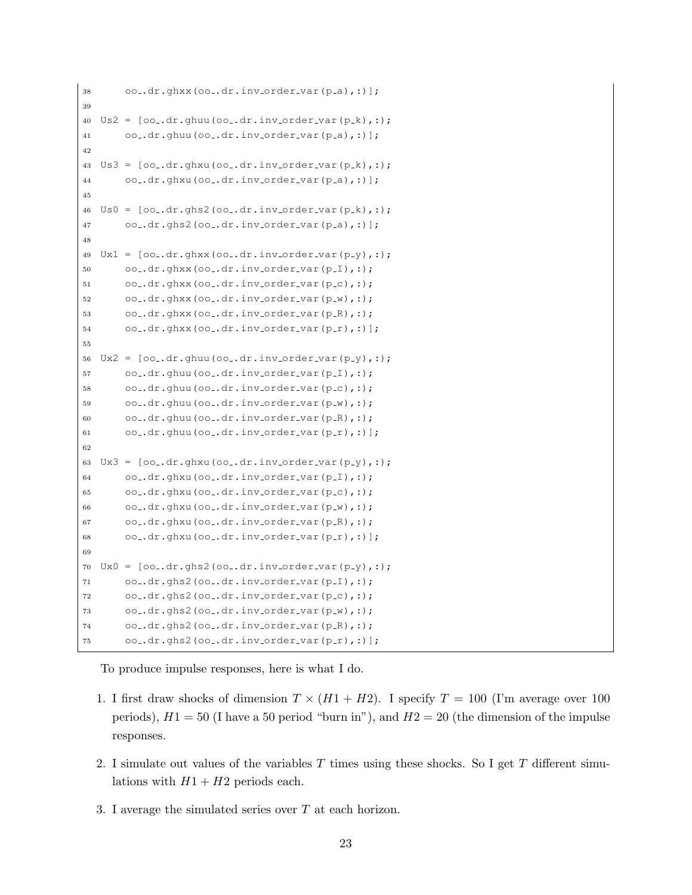```
38      oo_.dr.ghxx(oo_.dr.inv_order_var(p_a),:)];
39
40  Us2 = [oo_.dr.ghuu(oo_.dr.inv_order_var(p_k),:);
41      oo_.dr.ghuu(oo_.dr.inv_order_var(p_a),:)];
42
43  Us3 = [oo_.dr.ghxu(oo_.dr.inv_order_var(p_k),:);
44      oo_.dr.ghxu(oo_.dr.inv_order_var(p_a),:)];
45
46  Us0 = [oo_.dr.ghs2(oo_.dr.inv_order_var(p_k),:);
47      oo_.dr.ghs2(oo_.dr.inv_order_var(p_a),:)];
48
49  Ux1 = [oo_.dr.ghxx(oo_.dr.inv_order_var(p_y),:);
50      oo_.dr.ghxx(oo_.dr.inv_order_var(p_I),:);
51      oo_.dr.ghxx(oo_.dr.inv_order_var(p_c),:);
52      oo_.dr.ghxx(oo_.dr.inv_order_var(p_w),:);
53      oo_.dr.ghxx(oo_.dr.inv_order_var(p_R),:);
54      oo_.dr.ghxx(oo_.dr.inv_order_var(p_r),:)];
55
56  Ux2 = [oo_.dr.ghuu(oo_.dr.inv_order_var(p_y),:);
57      oo_.dr.ghuu(oo_.dr.inv_order_var(p_I),:);
58      oo_.dr.ghuu(oo_.dr.inv_order_var(p_c),:);
59      oo_.dr.ghuu(oo_.dr.inv_order_var(p_w),:);
60      oo_.dr.ghuu(oo_.dr.inv_order_var(p_R),:);
61      oo_.dr.ghuu(oo_.dr.inv_order_var(p_r),:)];
62
63  Ux3 = [oo_.dr.ghxu(oo_.dr.inv_order_var(p_y),:);
64      oo_.dr.ghxu(oo_.dr.inv_order_var(p_I),:);
65      oo_.dr.ghxu(oo_.dr.inv_order_var(p_c),:);
66      oo_.dr.ghxu(oo_.dr.inv_order_var(p_w),:);
67      oo_.dr.ghxu(oo_.dr.inv_order_var(p_R),:);
68      oo_.dr.ghxu(oo_.dr.inv_order_var(p_r),:)];
69
70  Ux0 = [oo_.dr.ghs2(oo_.dr.inv_order_var(p_y),:);
71      oo_.dr.ghs2(oo_.dr.inv_order_var(p_I),:);
72      oo_.dr.ghs2(oo_.dr.inv_order_var(p_c),:);
73      oo_.dr.ghs2(oo_.dr.inv_order_var(p_w),:);
74      oo_.dr.ghs2(oo_.dr.inv_order_var(p_R),:);
75      oo_.dr.ghs2(oo_.dr.inv_order_var(p_r),:)];
```

To produce impulse responses, here is what I do.

1. I first draw shocks of dimension $T \times (H1 + H2)$. I specify $T = 100$ (I'm average over 100 periods), $H1 = 50$ (I have a 50 period "burn in"), and $H2 = 20$ (the dimension of the impulse responses.

2. I simulate out values of the variables $T$ times using these shocks. So I get $T$ different simulations with $H1 + H2$ periods each.

3. I average the simulated series over $T$ at each horizon.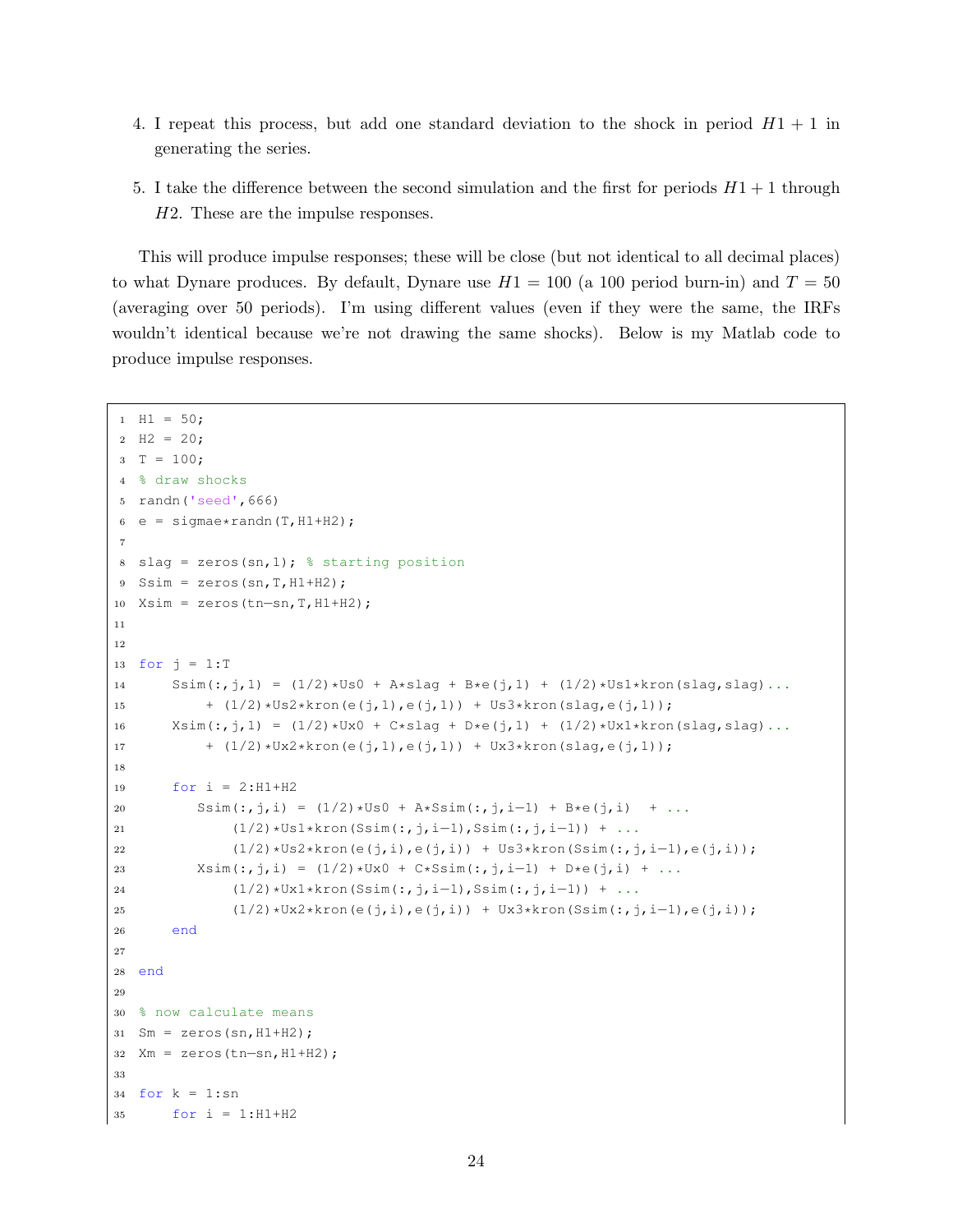4. I repeat this process, but add one standard deviation to the shock in period $H1 + 1$ in generating the series.

5. I take the difference between the second simulation and the first for periods $H1 + 1$ through $H2$. These are the impulse responses.

This will produce impulse responses; these will be close (but not identical to all decimal places) to what Dynare produces. By default, Dynare use $H1 = 100$ (a 100 period burn-in) and $T = 50$ (averaging over 50 periods). I'm using different values (even if they were the same, the IRFs wouldn't identical because we're not drawing the same shocks). Below is my Matlab code to produce impulse responses.

```
H1 = 50;
H2 = 20;
T = 100;
% draw shocks
randn('seed',666)
e = sigmae*randn(T,H1+H2);

slag = zeros(sn,1); % starting position
Ssim = zeros(sn,T,H1+H2);
Xsim = zeros(tn-sn,T,H1+H2);


for j = 1:T
    Ssim(:,j,1) = (1/2)*Us0 + A*slag + B*e(j,1) + (1/2)*Us1*kron(slag,slag)...
        + (1/2)*Us2*kron(e(j,1),e(j,1)) + Us3*kron(slag,e(j,1));
    Xsim(:,j,1) = (1/2)*Ux0 + C*slag + D*e(j,1) + (1/2)*Ux1*kron(slag,slag)...
        + (1/2)*Ux2*kron(e(j,1),e(j,1)) + Ux3*kron(slag,e(j,1));

    for i = 2:H1+H2
       Ssim(:,j,i) = (1/2)*Us0 + A*Ssim(:,j,i-1) + B*e(j,i)  + ...
           (1/2)*Us1*kron(Ssim(:,j,i-1),Ssim(:,j,i-1)) + ...
           (1/2)*Us2*kron(e(j,i),e(j,i)) + Us3*kron(Ssim(:,j,i-1),e(j,i));
       Xsim(:,j,i) = (1/2)*Ux0 + C*Ssim(:,j,i-1) + D*e(j,i) + ...
           (1/2)*Ux1*kron(Ssim(:,j,i-1),Ssim(:,j,i-1)) + ...
           (1/2)*Ux2*kron(e(j,i),e(j,i)) + Ux3*kron(Ssim(:,j,i-1),e(j,i));
    end

end

% now calculate means
Sm = zeros(sn,H1+H2);
Xm = zeros(tn-sn,H1+H2);

for k = 1:sn
    for i = 1:H1+H2
```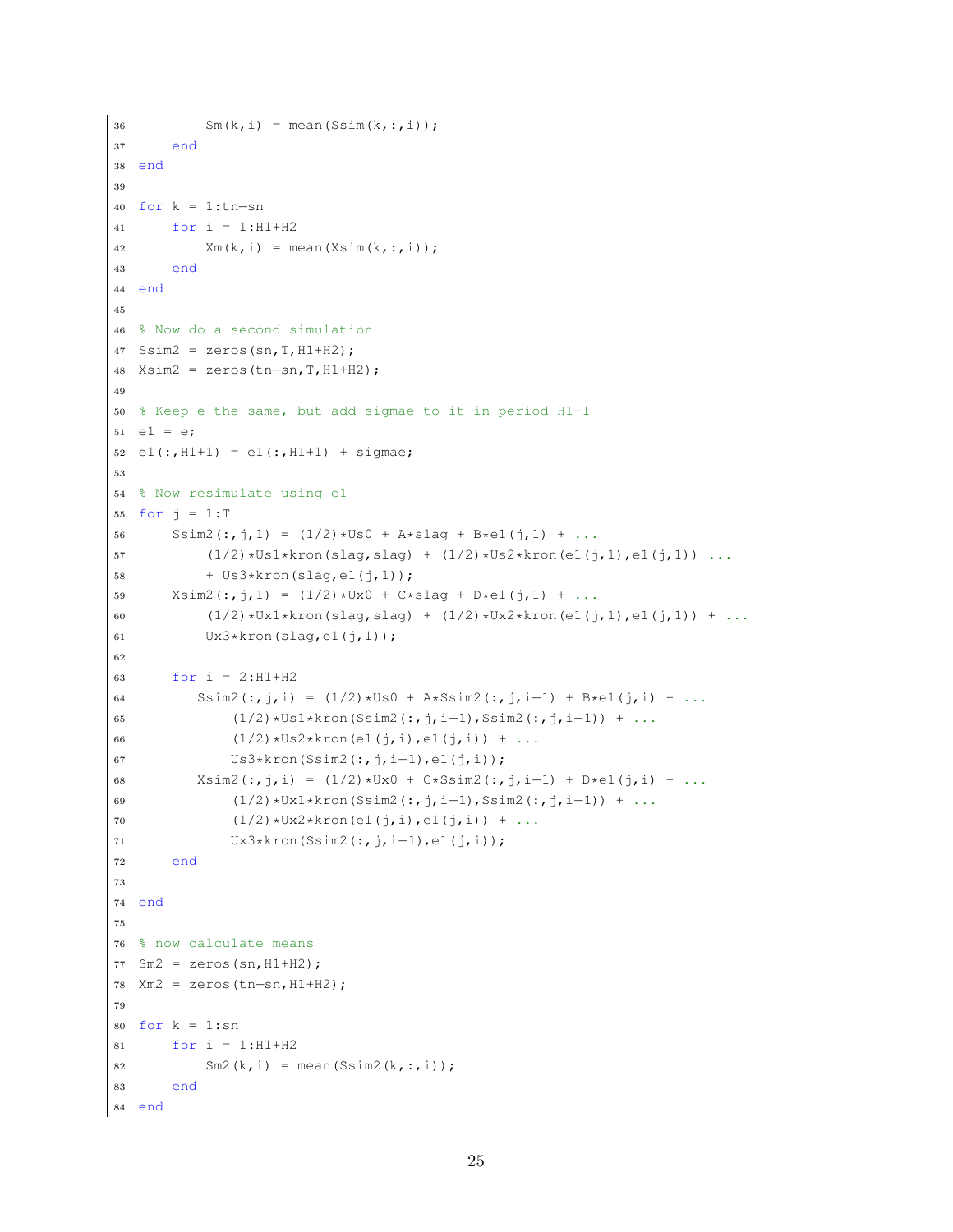```matlab
        Sm(k,i) = mean(Ssim(k,:,i));
    end
end

for k = 1:tn-sn
    for i = 1:H1+H2
        Xm(k,i) = mean(Xsim(k,:,i));
    end
end

% Now do a second simulation
Ssim2 = zeros(sn,T,H1+H2);
Xsim2 = zeros(tn-sn,T,H1+H2);

% Keep e the same, but add sigmae to it in period H1+1
e1 = e;
e1(:,H1+1) = e1(:,H1+1) + sigmae;

% Now resimulate using e1
for j = 1:T
    Ssim2(:,j,1) = (1/2)*Us0 + A*slag + B*e1(j,1) + ...
        (1/2)*Us1*kron(slag,slag) + (1/2)*Us2*kron(e1(j,1),e1(j,1)) ...
        + Us3*kron(slag,e1(j,1));
    Xsim2(:,j,1) = (1/2)*Ux0 + C*slag + D*e1(j,1) + ...
        (1/2)*Ux1*kron(slag,slag) + (1/2)*Ux2*kron(e1(j,1),e1(j,1)) + ...
        Ux3*kron(slag,e1(j,1));

    for i = 2:H1+H2
       Ssim2(:,j,i) = (1/2)*Us0 + A*Ssim2(:,j,i-1) + B*e1(j,i) + ...
           (1/2)*Us1*kron(Ssim2(:,j,i-1),Ssim2(:,j,i-1)) + ...
           (1/2)*Us2*kron(e1(j,i),e1(j,i)) + ...
          Us3*kron(Ssim2(:,j,i-1),e1(j,i));
       Xsim2(:,j,i) = (1/2)*Ux0 + C*Ssim2(:,j,i-1) + D*e1(j,i) + ...
           (1/2)*Ux1*kron(Ssim2(:,j,i-1),Ssim2(:,j,i-1)) + ...
           (1/2)*Ux2*kron(e1(j,i),e1(j,i)) + ...
          Ux3*kron(Ssim2(:,j,i-1),e1(j,i));
    end

end

% now calculate means
Sm2 = zeros(sn,H1+H2);
Xm2 = zeros(tn-sn,H1+H2);

for k = 1:sn
    for i = 1:H1+H2
        Sm2(k,i) = mean(Ssim2(k,:,i));
    end
end
```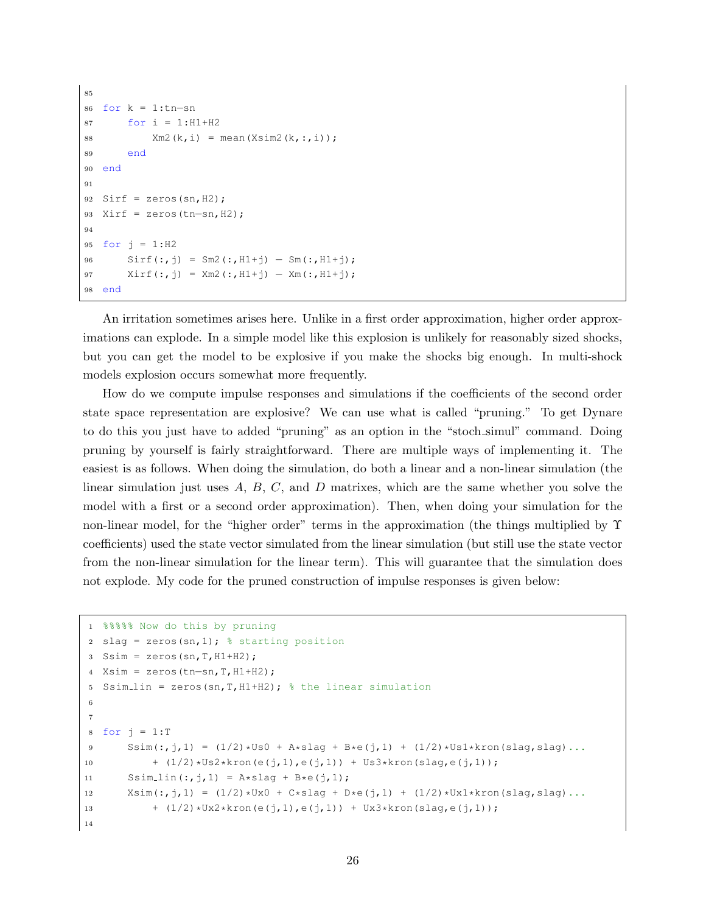```
for k = 1:tn-sn
    for i = 1:H1+H2
        Xm2(k,i) = mean(Xsim2(k,:,i));
    end
end

Sirf = zeros(sn,H2);
Xirf = zeros(tn-sn,H2);

for j = 1:H2
    Sirf(:,j) = Sm2(:,H1+j) - Sm(:,H1+j);
    Xirf(:,j) = Xm2(:,H1+j) - Xm(:,H1+j);
end
```

An irritation sometimes arises here. Unlike in a first order approximation, higher order approximations can explode. In a simple model like this explosion is unlikely for reasonably sized shocks, but you can get the model to be explosive if you make the shocks big enough. In multi-shock models explosion occurs somewhat more frequently.

How do we compute impulse responses and simulations if the coefficients of the second order state space representation are explosive? We can use what is called "pruning." To get Dynare to do this you just have to added "pruning" as an option in the "stoch_simul" command. Doing pruning by yourself is fairly straightforward. There are multiple ways of implementing it. The easiest is as follows. When doing the simulation, do both a linear and a non-linear simulation (the linear simulation just uses $A$, $B$, $C$, and $D$ matrixes, which are the same whether you solve the model with a first or a second order approximation). Then, when doing your simulation for the non-linear model, for the "higher order" terms in the approximation (the things multiplied by $\Upsilon$ coefficients) used the state vector simulated from the linear simulation (but still use the state vector from the non-linear simulation for the linear term). This will guarantee that the simulation does not explode. My code for the pruned construction of impulse responses is given below:

```
%%%%% Now do this by pruning
slag = zeros(sn,1); % starting position
Ssim = zeros(sn,T,H1+H2);
Xsim = zeros(tn-sn,T,H1+H2);
Ssim_lin = zeros(sn,T,H1+H2); % the linear simulation


for j = 1:T
    Ssim(:,j,1) = (1/2)*Us0 + A*slag + B*e(j,1) + (1/2)*Us1*kron(slag,slag)...
        + (1/2)*Us2*kron(e(j,1),e(j,1)) + Us3*kron(slag,e(j,1));
    Ssim_lin(:,j,1) = A*slag + B*e(j,1);
    Xsim(:,j,1) = (1/2)*Ux0 + C*slag + D*e(j,1) + (1/2)*Ux1*kron(slag,slag)...
        + (1/2)*Ux2*kron(e(j,1),e(j,1)) + Ux3*kron(slag,e(j,1));

```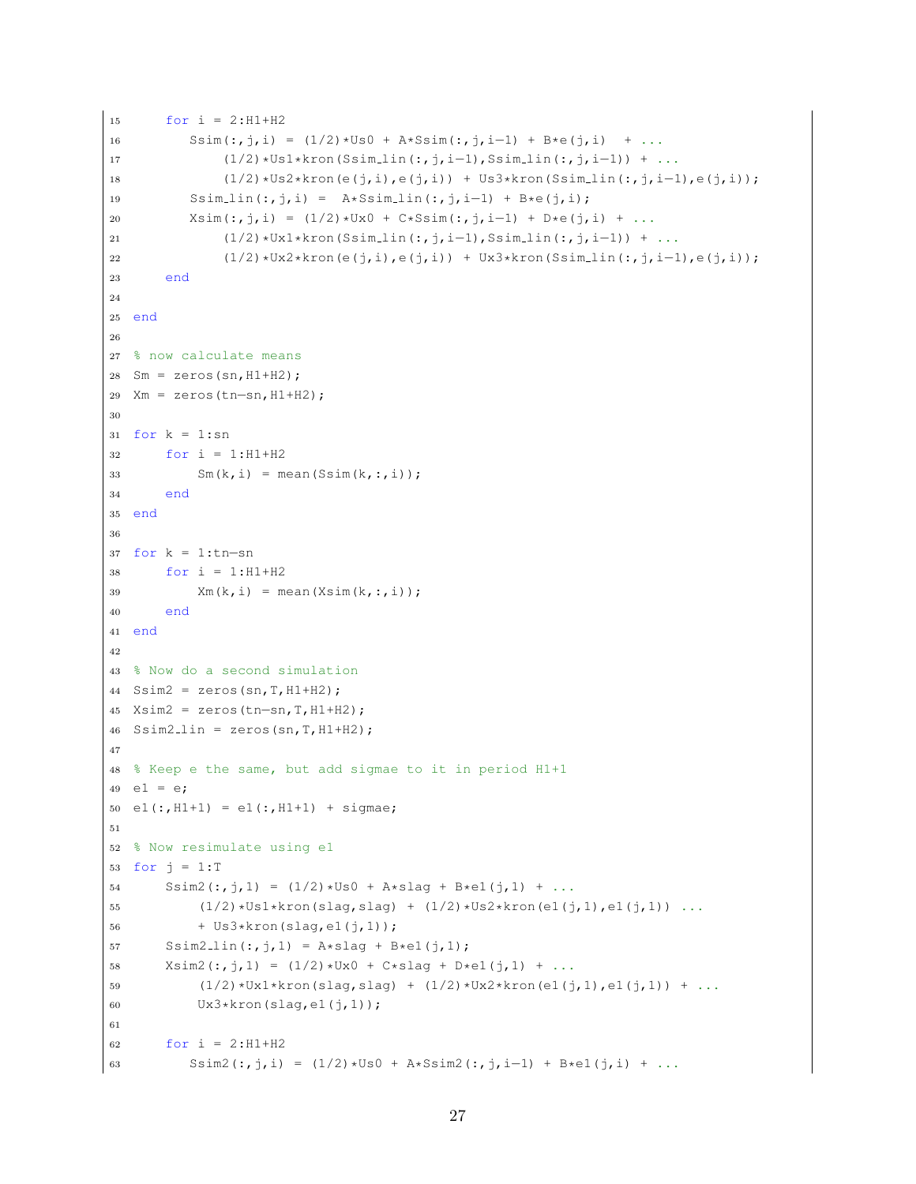```
    for i = 2:H1+H2
       Ssim(:,j,i) = (1/2)*Us0 + A*Ssim(:,j,i-1) + B*e(j,i)  + ...
           (1/2)*Us1*kron(Ssim_lin(:,j,i-1),Ssim_lin(:,j,i-1)) + ...
           (1/2)*Us2*kron(e(j,i),e(j,i)) + Us3*kron(Ssim_lin(:,j,i-1),e(j,i));
       Ssim_lin(:,j,i) =  A*Ssim_lin(:,j,i-1) + B*e(j,i);
       Xsim(:,j,i) = (1/2)*Ux0 + C*Ssim(:,j,i-1) + D*e(j,i) + ...
           (1/2)*Ux1*kron(Ssim_lin(:,j,i-1),Ssim_lin(:,j,i-1)) + ...
           (1/2)*Ux2*kron(e(j,i),e(j,i)) + Ux3*kron(Ssim_lin(:,j,i-1),e(j,i));
    end

end

% now calculate means
Sm = zeros(sn,H1+H2);
Xm = zeros(tn-sn,H1+H2);

for k = 1:sn
    for i = 1:H1+H2
        Sm(k,i) = mean(Ssim(k,:,i));
    end
end

for k = 1:tn-sn
    for i = 1:H1+H2
        Xm(k,i) = mean(Xsim(k,:,i));
    end
end

% Now do a second simulation
Ssim2 = zeros(sn,T,H1+H2);
Xsim2 = zeros(tn-sn,T,H1+H2);
Ssim2_lin = zeros(sn,T,H1+H2);

% Keep e the same, but add sigmae to it in period H1+1
e1 = e;
e1(:,H1+1) = e1(:,H1+1) + sigmae;

% Now resimulate using e1
for j = 1:T
    Ssim2(:,j,1) = (1/2)*Us0 + A*slag + B*e1(j,1) + ...
        (1/2)*Us1*kron(slag,slag) + (1/2)*Us2*kron(e1(j,1),e1(j,1)) ...
        + Us3*kron(slag,e1(j,1));
    Ssim2_lin(:,j,1) = A*slag + B*e1(j,1);
    Xsim2(:,j,1) = (1/2)*Ux0 + C*slag + D*e1(j,1) + ...
        (1/2)*Ux1*kron(slag,slag) + (1/2)*Ux2*kron(e1(j,1),e1(j,1)) + ...
        Ux3*kron(slag,e1(j,1));

    for i = 2:H1+H2
       Ssim2(:,j,i) = (1/2)*Us0 + A*Ssim2(:,j,i-1) + B*e1(j,i) + ...
```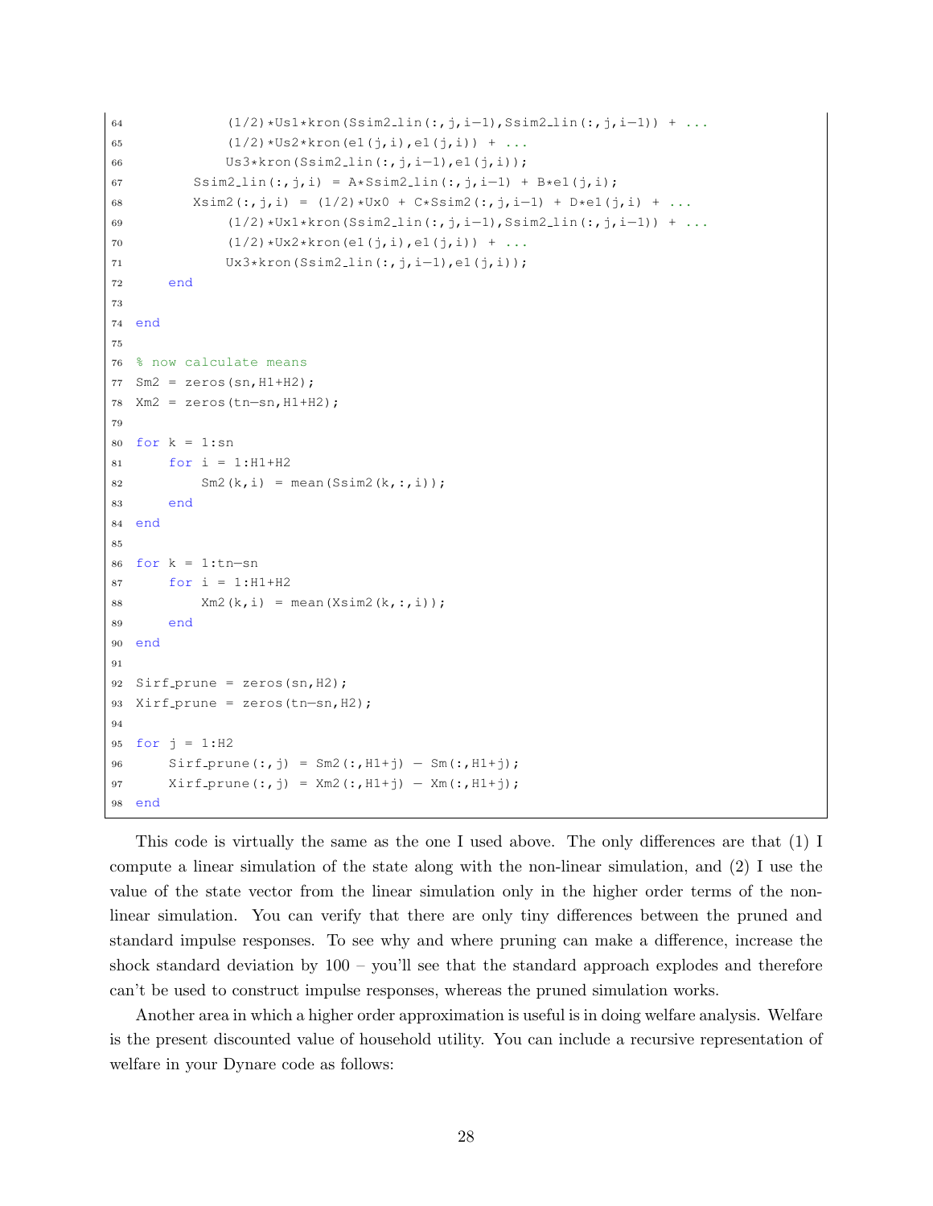```
64            (1/2)*Us1*kron(Ssim2_lin(:,j,i-1),Ssim2_lin(:,j,i-1)) + ...
65            (1/2)*Us2*kron(e1(j,i),e1(j,i)) + ...
66            Us3*kron(Ssim2_lin(:,j,i-1),e1(j,i));
67        Ssim2_lin(:,j,i) = A*Ssim2_lin(:,j,i-1) + B*e1(j,i);
68        Xsim2(:,j,i) = (1/2)*Ux0 + C*Ssim2(:,j,i-1) + D*e1(j,i) + ...
69            (1/2)*Ux1*kron(Ssim2_lin(:,j,i-1),Ssim2_lin(:,j,i-1)) + ...
70            (1/2)*Ux2*kron(e1(j,i),e1(j,i)) + ...
71            Ux3*kron(Ssim2_lin(:,j,i-1),e1(j,i));
72    end
73
74 end
75
76 % now calculate means
77 Sm2 = zeros(sn,H1+H2);
78 Xm2 = zeros(tn-sn,H1+H2);
79
80 for k = 1:sn
81     for i = 1:H1+H2
82         Sm2(k,i) = mean(Ssim2(k,:,i));
83     end
84 end
85
86 for k = 1:tn-sn
87     for i = 1:H1+H2
88         Xm2(k,i) = mean(Xsim2(k,:,i));
89     end
90 end
91
92 Sirf_prune = zeros(sn,H2);
93 Xirf_prune = zeros(tn-sn,H2);
94
95 for j = 1:H2
96     Sirf_prune(:,j) = Sm2(:,H1+j) - Sm(:,H1+j);
97     Xirf_prune(:,j) = Xm2(:,H1+j) - Xm(:,H1+j);
98 end
```

This code is virtually the same as the one I used above. The only differences are that (1) I compute a linear simulation of the state along with the non-linear simulation, and (2) I use the value of the state vector from the linear simulation only in the higher order terms of the non-linear simulation. You can verify that there are only tiny differences between the pruned and standard impulse responses. To see why and where pruning can make a difference, increase the shock standard deviation by 100 – you'll see that the standard approach explodes and therefore can't be used to construct impulse responses, whereas the pruned simulation works.

Another area in which a higher order approximation is useful is in doing welfare analysis. Welfare is the present discounted value of household utility. You can include a recursive representation of welfare in your Dynare code as follows: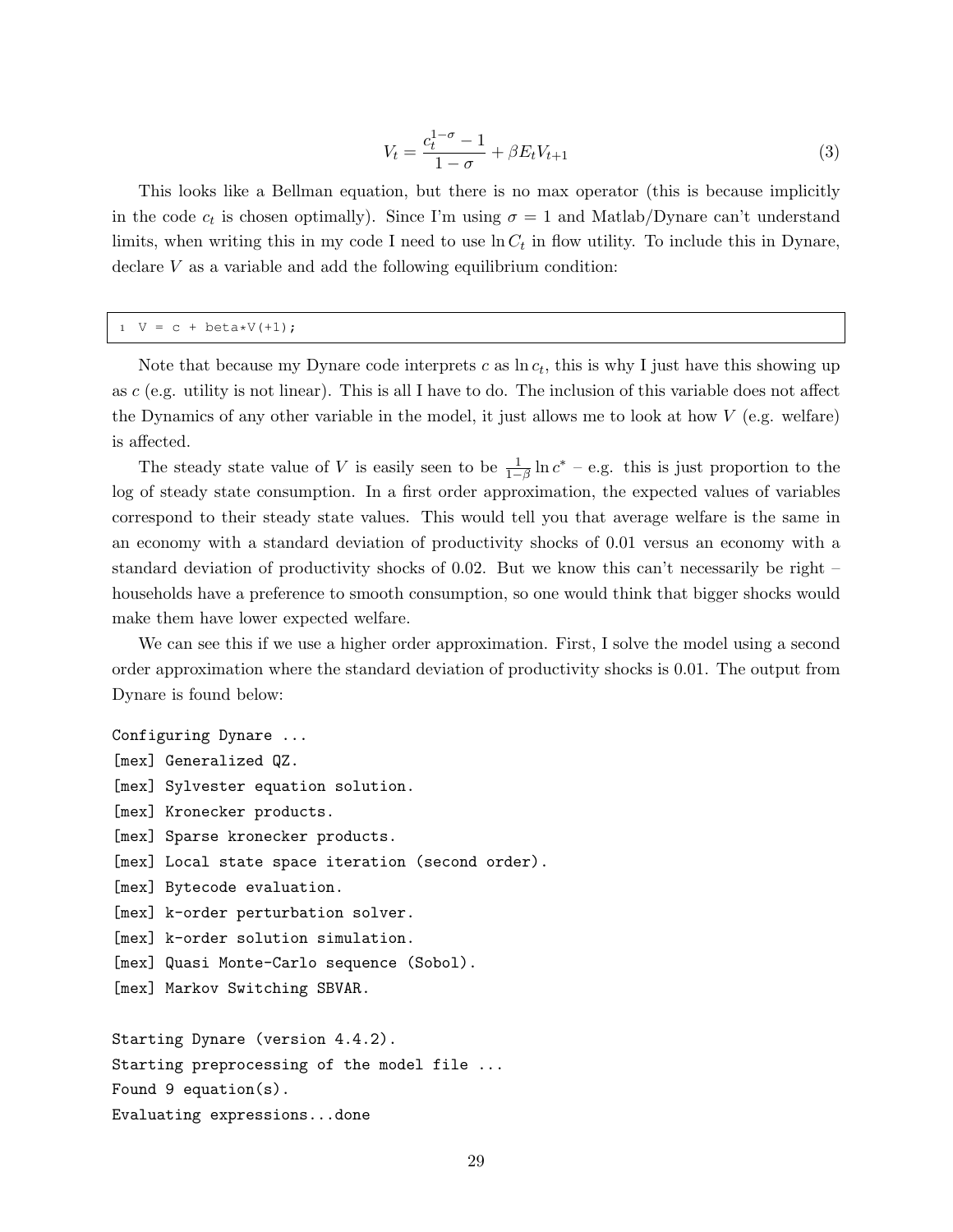$$V_t = \frac{c_t^{1-\sigma} - 1}{1-\sigma} + \beta E_t V_{t+1} \tag{3}$$

This looks like a Bellman equation, but there is no max operator (this is because implicitly in the code $c_t$ is chosen optimally). Since I'm using $\sigma = 1$ and Matlab/Dynare can't understand limits, when writing this in my code I need to use $\ln C_t$ in flow utility. To include this in Dynare, declare $V$ as a variable and add the following equilibrium condition:

```
V = c + beta*V(+1);
```

Note that because my Dynare code interprets $c$ as $\ln c_t$, this is why I just have this showing up as $c$ (e.g. utility is not linear). This is all I have to do. The inclusion of this variable does not affect the Dynamics of any other variable in the model, it just allows me to look at how $V$ (e.g. welfare) is affected.

The steady state value of $V$ is easily seen to be $\frac{1}{1-\beta} \ln c^*$ – e.g. this is just proportion to the log of steady state consumption. In a first order approximation, the expected values of variables correspond to their steady state values. This would tell you that average welfare is the same in an economy with a standard deviation of productivity shocks of 0.01 versus an economy with a standard deviation of productivity shocks of 0.02. But we know this can't necessarily be right – households have a preference to smooth consumption, so one would think that bigger shocks would make them have lower expected welfare.

We can see this if we use a higher order approximation. First, I solve the model using a second order approximation where the standard deviation of productivity shocks is 0.01. The output from Dynare is found below:

```
Configuring Dynare ...
[mex] Generalized QZ.
[mex] Sylvester equation solution.
[mex] Kronecker products.
[mex] Sparse kronecker products.
[mex] Local state space iteration (second order).
[mex] Bytecode evaluation.
[mex] k-order perturbation solver.
[mex] k-order solution simulation.
[mex] Quasi Monte-Carlo sequence (Sobol).
[mex] Markov Switching SBVAR.

Starting Dynare (version 4.4.2).
Starting preprocessing of the model file ...
Found 9 equation(s).
Evaluating expressions...done
```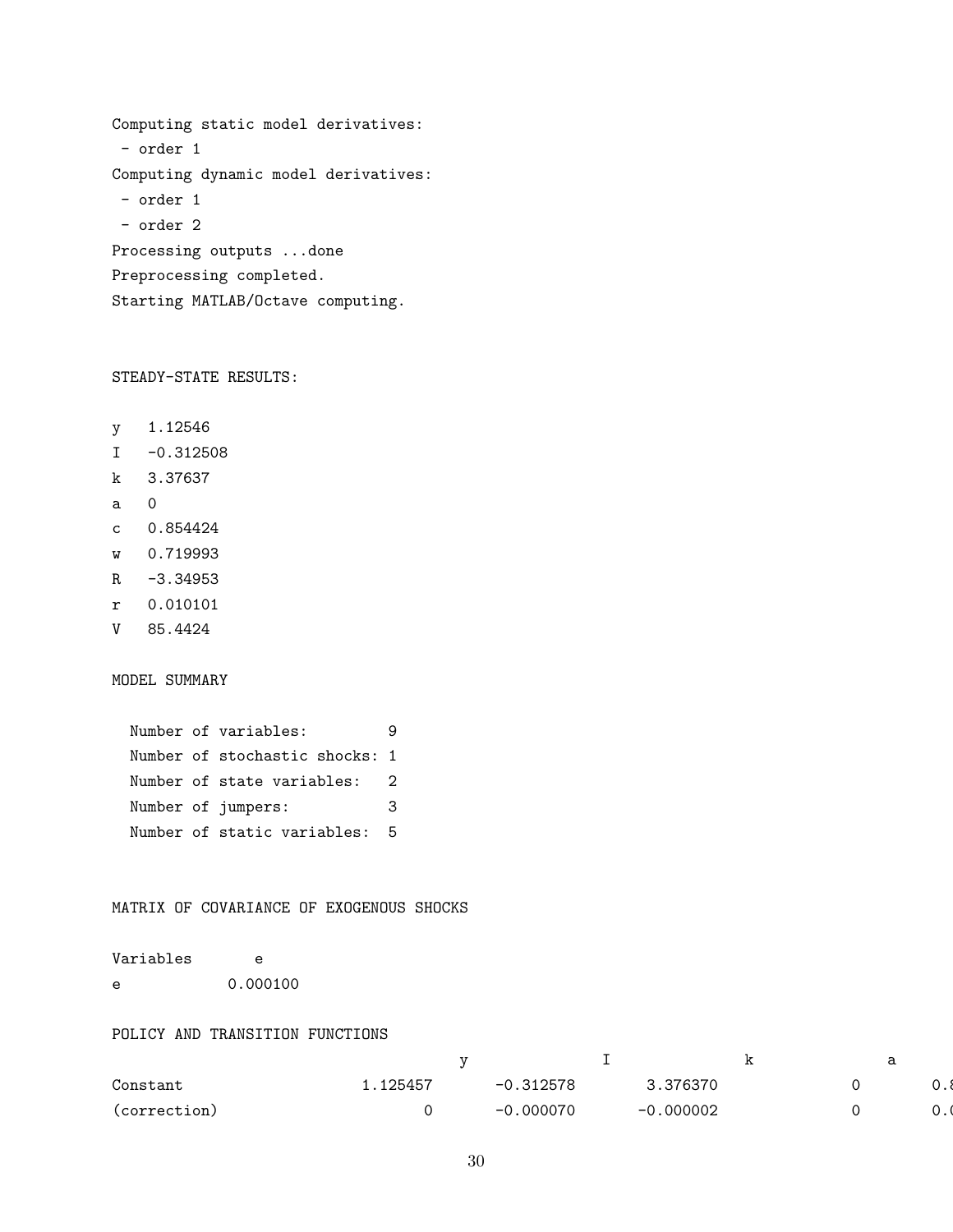```
Computing static model derivatives:
 - order 1
Computing dynamic model derivatives:
 - order 1
 - order 2
Processing outputs ...done
Preprocessing completed.
Starting MATLAB/Octave computing.


STEADY-STATE RESULTS:

y   1.12546
I   -0.312508
k   3.37637
a   0
c   0.854424
w   0.719993
R   -3.34953
r   0.010101
V   85.4424

MODEL SUMMARY

  Number of variables:         9
  Number of stochastic shocks: 1
  Number of state variables:   2
  Number of jumpers:           3
  Number of static variables:  5


MATRIX OF COVARIANCE OF EXOGENOUS SHOCKS

Variables       e
e            0.000100

POLICY AND TRANSITION FUNCTIONS
                              y             I             k             a
Constant               1.125457     -0.312578      3.376370             0       0.8
(correction)                  0     -0.000070     -0.000002             0       0.0
```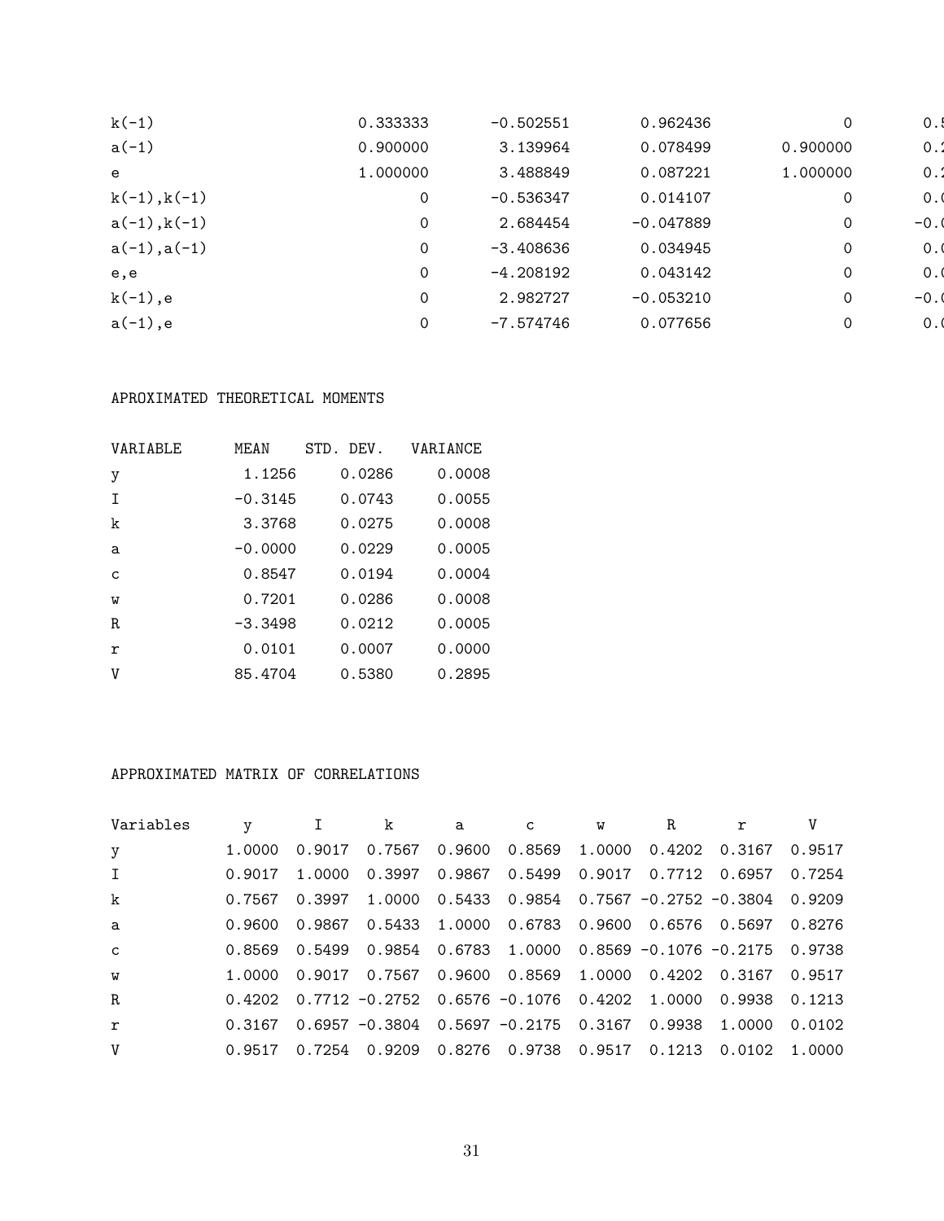| | | | | | |
|---|---|---|---|---|---|
| k(-1) | 0.333333 | -0.502551 | 0.962436 | 0 | 0.5 |
| a(-1) | 0.900000 | 3.139964 | 0.078499 | 0.900000 | 0.2 |
| e | 1.000000 | 3.488849 | 0.087221 | 1.000000 | 0.2 |
| k(-1),k(-1) | 0 | -0.536347 | 0.014107 | 0 | 0.0 |
| a(-1),k(-1) | 0 | 2.684454 | -0.047889 | 0 | -0.0 |
| a(-1),a(-1) | 0 | -3.408636 | 0.034945 | 0 | 0.0 |
| e,e | 0 | -4.208192 | 0.043142 | 0 | 0.0 |
| k(-1),e | 0 | 2.982727 | -0.053210 | 0 | -0.0 |
| a(-1),e | 0 | -7.574746 | 0.077656 | 0 | 0.0 |

APROXIMATED THEORETICAL MOMENTS

| VARIABLE | MEAN | STD. DEV. | VARIANCE |
|---|---|---|---|
| y | 1.1256 | 0.0286 | 0.0008 |
| I | -0.3145 | 0.0743 | 0.0055 |
| k | 3.3768 | 0.0275 | 0.0008 |
| a | -0.0000 | 0.0229 | 0.0005 |
| c | 0.8547 | 0.0194 | 0.0004 |
| w | 0.7201 | 0.0286 | 0.0008 |
| R | -3.3498 | 0.0212 | 0.0005 |
| r | 0.0101 | 0.0007 | 0.0000 |
| V | 85.4704 | 0.5380 | 0.2895 |

APPROXIMATED MATRIX OF CORRELATIONS

| Variables | y | I | k | a | c | w | R | r | V |
|---|---|---|---|---|---|---|---|---|---|
| y | 1.0000 | 0.9017 | 0.7567 | 0.9600 | 0.8569 | 1.0000 | 0.4202 | 0.3167 | 0.9517 |
| I | 0.9017 | 1.0000 | 0.3997 | 0.9867 | 0.5499 | 0.9017 | 0.7712 | 0.6957 | 0.7254 |
| k | 0.7567 | 0.3997 | 1.0000 | 0.5433 | 0.9854 | 0.7567 | -0.2752 | -0.3804 | 0.9209 |
| a | 0.9600 | 0.9867 | 0.5433 | 1.0000 | 0.6783 | 0.9600 | 0.6576 | 0.5697 | 0.8276 |
| c | 0.8569 | 0.5499 | 0.9854 | 0.6783 | 1.0000 | 0.8569 | -0.1076 | -0.2175 | 0.9738 |
| w | 1.0000 | 0.9017 | 0.7567 | 0.9600 | 0.8569 | 1.0000 | 0.4202 | 0.3167 | 0.9517 |
| R | 0.4202 | 0.7712 | -0.2752 | 0.6576 | -0.1076 | 0.4202 | 1.0000 | 0.9938 | 0.1213 |
| r | 0.3167 | 0.6957 | -0.3804 | 0.5697 | -0.2175 | 0.3167 | 0.9938 | 1.0000 | 0.0102 |
| V | 0.9517 | 0.7254 | 0.9209 | 0.8276 | 0.9738 | 0.9517 | 0.1213 | 0.0102 | 1.0000 |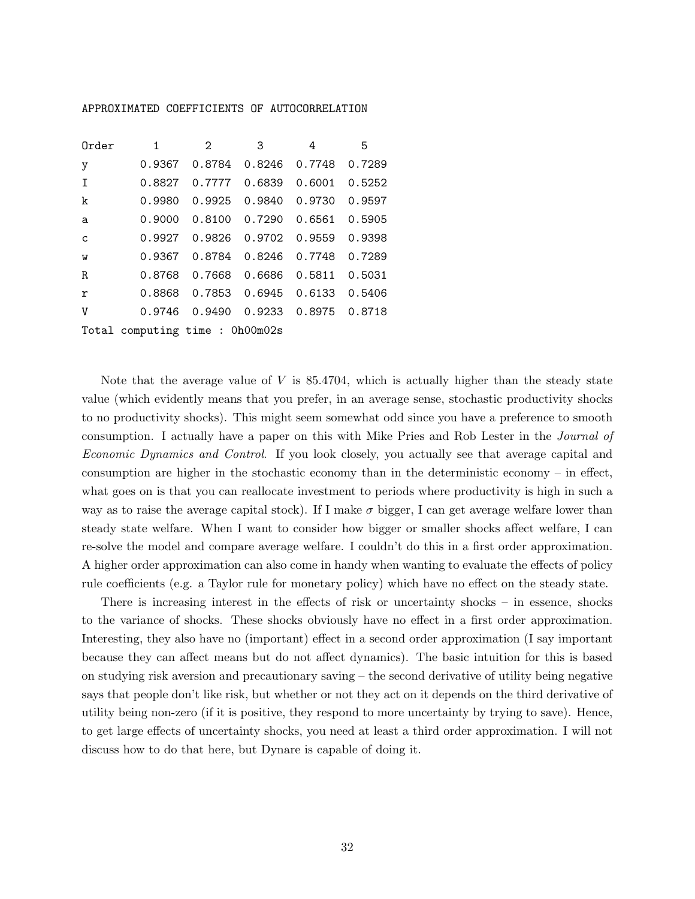APPROXIMATED COEFFICIENTS OF AUTOCORRELATION

| Order | 1 | 2 | 3 | 4 | 5 |
|---|---|---|---|---|---|
| y | 0.9367 | 0.8784 | 0.8246 | 0.7748 | 0.7289 |
| I | 0.8827 | 0.7777 | 0.6839 | 0.6001 | 0.5252 |
| k | 0.9980 | 0.9925 | 0.9840 | 0.9730 | 0.9597 |
| a | 0.9000 | 0.8100 | 0.7290 | 0.6561 | 0.5905 |
| c | 0.9927 | 0.9826 | 0.9702 | 0.9559 | 0.9398 |
| w | 0.9367 | 0.8784 | 0.8246 | 0.7748 | 0.7289 |
| R | 0.8768 | 0.7668 | 0.6686 | 0.5811 | 0.5031 |
| r | 0.8868 | 0.7853 | 0.6945 | 0.6133 | 0.5406 |
| V | 0.9746 | 0.9490 | 0.9233 | 0.8975 | 0.8718 |

Total computing time : 0h00m02s

Note that the average value of $V$ is 85.4704, which is actually higher than the steady state value (which evidently means that you prefer, in an average sense, stochastic productivity shocks to no productivity shocks). This might seem somewhat odd since you have a preference to smooth consumption. I actually have a paper on this with Mike Pries and Rob Lester in the *Journal of Economic Dynamics and Control*. If you look closely, you actually see that average capital and consumption are higher in the stochastic economy than in the deterministic economy – in effect, what goes on is that you can reallocate investment to periods where productivity is high in such a way as to raise the average capital stock). If I make $\sigma$ bigger, I can get average welfare lower than steady state welfare. When I want to consider how bigger or smaller shocks affect welfare, I can re-solve the model and compare average welfare. I couldn't do this in a first order approximation. A higher order approximation can also come in handy when wanting to evaluate the effects of policy rule coefficients (e.g. a Taylor rule for monetary policy) which have no effect on the steady state.

There is increasing interest in the effects of risk or uncertainty shocks – in essence, shocks to the variance of shocks. These shocks obviously have no effect in a first order approximation. Interesting, they also have no (important) effect in a second order approximation (I say important because they can affect means but do not affect dynamics). The basic intuition for this is based on studying risk aversion and precautionary saving – the second derivative of utility being negative says that people don't like risk, but whether or not they act on it depends on the third derivative of utility being non-zero (if it is positive, they respond to more uncertainty by trying to save). Hence, to get large effects of uncertainty shocks, you need at least a third order approximation. I will not discuss how to do that here, but Dynare is capable of doing it.